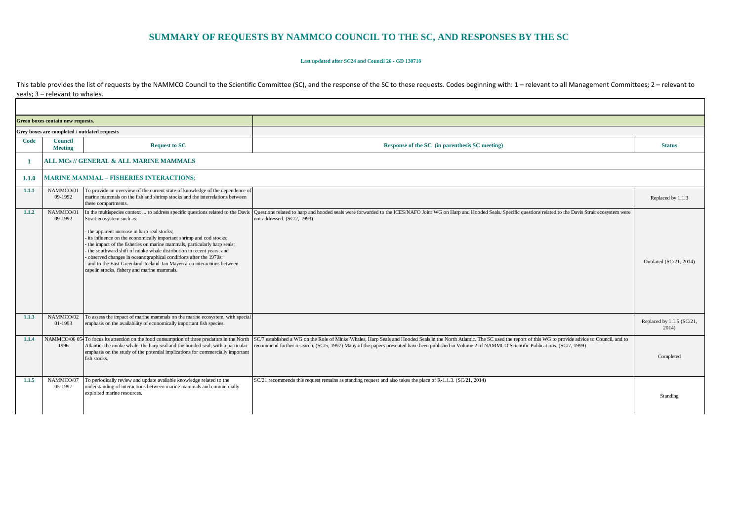# SUMMARY OF REQUESTS BY NAMMCO COUNCIL TO THE SC, AND RESPONSES BY THE SC

**Last updated after SC24 and Council 26 - GD 130718**

This table provides the list of requests by the NAMMCO Council to the Scientific Committee (SC), and the response of the SC to these requests. Codes beginning with: 1 – relevant to all Management Committees; 2 – relevant to seals; 3 – relevant to whales.

| **Green boxes contain new requests.** | | | | |
|---|---|---|---|---|
| **Grey boxes are completed / outdated requests** | | | | |
| **Code** | **Council Meeting** | **Request to SC** | **Response of the SC (in parenthesis SC meeting)** | **Status** |
| **1** | **ALL MCs // GENERAL & ALL MARINE MAMMALS** | | | |
| **1.1.0** | **MARINE MAMMAL – FISHERIES INTERACTIONS**: | | | |
| **1.1.1** | NAMMCO/01 09-1992 | To provide an overview of the current state of knowledge of the dependence of marine mammals on the fish and shrimp stocks and the interrelations between these compartments. | | Replaced by 1.1.3 |
| **1.1.2** | NAMMCO/01 09-1992 | In the multispecies context ... to address specific questions related to the Davis Strait ecosystem such as:<br>- the apparent increase in harp seal stocks;<br>- its influence on the economically important shrimp and cod stocks;<br>- the impact of the fisheries on marine mammals, particularly harp seals;<br>- the southward shift of minke whale distribution in recent years, and<br>- observed changes in oceanographical conditions after the 1970s;<br>- and to the East Greenland-Iceland-Jan Mayen area interactions between capelin stocks, fishery and marine mammals. | Questions related to harp and hooded seals were forwarded to the ICES/NAFO Joint WG on Harp and Hooded Seals. Specific questions related to the Davis Strait ecosystem were not addressed. (SC/2, 1993) | Outdated (SC/21, 2014) |
| **1.1.3** | NAMMCO/02 01-1993 | To assess the impact of marine mammals on the marine ecosystem, with special emphasis on the availability of economically important fish species. | | Replaced by 1.1.5 (SC/21, 2014) |
| **1.1.4** | NAMMCO/06 05-1996 | To focus its attention on the food consumption of three predators in the North Atlantic: the minke whale, the harp seal and the hooded seal, with a particular emphasis on the study of the potential implications for commercially important fish stocks. | SC/7 established a WG on the Role of Minke Whales, Harp Seals and Hooded Seals in the North Atlantic. The SC used the report of this WG to provide advice to Council, and to recommend further research. (SC/5, 1997) Many of the papers presented have been published in Volume 2 of NAMMCO Scientific Publications. (SC/7, 1999) | Completed |
| **1.1.5** | NAMMCO/07 05-1997 | To periodically review and update available knowledge related to the understanding of interactions between marine mammals and commercially exploited marine resources. | SC/21 recommends this request remains as standing request and also takes the place of R-1.1.3. (SC/21, 2014) | Standing |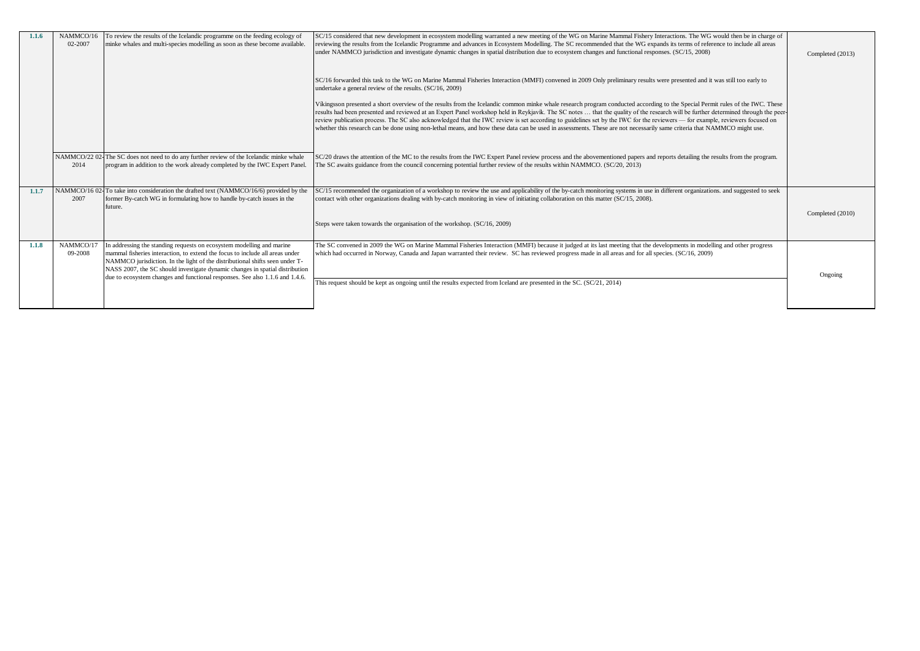| | | | | |
|---|---|---|---|---|
| **1.1.6** | NAMMCO/16 02-2007 | To review the results of the Icelandic programme on the feeding ecology of minke whales and multi-species modelling as soon as these become available. | SC/15 considered that new development in ecosystem modelling warranted a new meeting of the WG on Marine Mammal Fishery Interactions. The WG would then be in charge of reviewing the results from the Icelandic Programme and advances in Ecosystem Modelling. The SC recommended that the WG expands its terms of reference to include all areas under NAMMCO jurisdiction and investigate dynamic changes in spatial distribution due to ecosystem changes and functional responses. (SC/15, 2008)<br><br>SC/16 forwarded this task to the WG on Marine Mammal Fisheries Interaction (MMFI) convened in 2009 Only preliminary results were presented and it was still too early to undertake a general review of the results. (SC/16, 2009)<br><br>Víkingsson presented a short overview of the results from the Icelandic common minke whale research program conducted according to the Special Permit rules of the IWC. These results had been presented and reviewed at an Expert Panel workshop held in Reykjavík. The SC notes … that the quality of the research will be further determined through the peer-review publication process. The SC also acknowledged that the IWC review is set according to guidelines set by the IWC for the reviewers — for example, reviewers focused on whether this research can be done using non-lethal means, and how these data can be used in assessments. These are not necessarily same criteria that NAMMCO might use. | Completed (2013) |
| | NAMMCO/22 02-2014 | The SC does not need to do any further review of the Icelandic minke whale program in addition to the work already completed by the IWC Expert Panel. | SC/20 draws the attention of the MC to the results from the IWC Expert Panel review process and the abovementioned papers and reports detailing the results from the program. The SC awaits guidance from the council concerning potential further review of the results within NAMMCO. (SC/20, 2013) | |
| **1.1.7** | NAMMCO/16 02-2007 | To take into consideration the drafted text (NAMMCO/16/6) provided by the former By-catch WG in formulating how to handle by-catch issues in the future. | SC/15 recommended the organization of a workshop to review the use and applicability of the by-catch monitoring systems in use in different organizations. and suggested to seek contact with other organizations dealing with by-catch monitoring in view of initiating collaboration on this matter (SC/15, 2008).<br><br>Steps were taken towards the organisation of the workshop. (SC/16, 2009) | Completed (2010) |
| **1.1.8** | NAMMCO/17 09-2008 | In addressing the standing requests on ecosystem modelling and marine mammal fisheries interaction, to extend the focus to include all areas under NAMMCO jurisdiction. In the light of the distributional shifts seen under T-NASS 2007, the SC should investigate dynamic changes in spatial distribution due to ecosystem changes and functional responses. See also 1.1.6 and 1.4.6. | The SC convened in 2009 the WG on Marine Mammal Fisheries Interaction (MMFI) because it judged at its last meeting that the developments in modelling and other progress which had occurred in Norway, Canada and Japan warranted their review. SC has reviewed progress made in all areas and for all species. (SC/16, 2009)<br><br>This request should be kept as ongoing until the results expected from Iceland are presented in the SC. (SC/21, 2014) | Ongoing |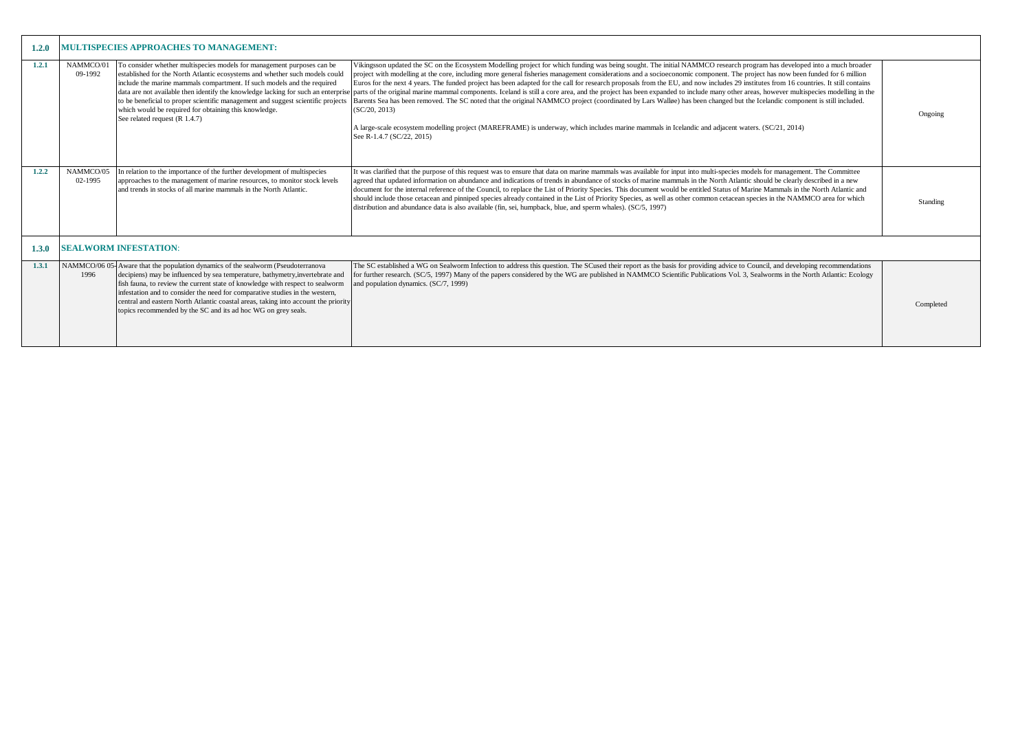| | | | | |
|---|---|---|---|---|
| **1.2.0** | **MULTISPECIES APPROACHES TO MANAGEMENT:** | | | |
| **1.2.1** | NAMMCO/01 09-1992 | To consider whether multispecies models for management purposes can be established for the North Atlantic ecosystems and whether such models could include the marine mammals compartment. If such models and the required data are not available then identify the knowledge lacking for such an enterprise to be beneficial to proper scientific management and suggest scientific projects which would be required for obtaining this knowledge. See related request (R 1.4.7) | Vikingsson updated the SC on the Ecosystem Modelling project for which funding was being sought. The initial NAMMCO research program has developed into a much broader project with modelling at the core, including more general fisheries management considerations and a socioeconomic component. The project has now been funded for 6 million Euros for the next 4 years. The funded project has been adapted for the call for research proposals from the EU, and now includes 29 institutes from 16 countries. It still contains parts of the original marine mammal components. Iceland is still a core area, and the project has been expanded to include many other areas, however multispecies modelling in the Barents Sea has been removed. The SC noted that the original NAMMCO project (coordinated by Lars Walløe) has been changed but the Icelandic component is still included. (SC/20, 2013)<br><br>A large-scale ecosystem modelling project (MAREFRAME) is underway, which includes marine mammals in Icelandic and adjacent waters. (SC/21, 2014)<br>See R-1.4.7 (SC/22, 2015) | Ongoing |
| **1.2.2** | NAMMCO/05 02-1995 | In relation to the importance of the further development of multispecies approaches to the management of marine resources, to monitor stock levels and trends in stocks of all marine mammals in the North Atlantic. | It was clarified that the purpose of this request was to ensure that data on marine mammals was available for input into multi-species models for management. The Committee agreed that updated information on abundance and indications of trends in abundance of stocks of marine mammals in the North Atlantic should be clearly described in a new document for the internal reference of the Council, to replace the List of Priority Species. This document would be entitled Status of Marine Mammals in the North Atlantic and should include those cetacean and pinniped species already contained in the List of Priority Species, as well as other common cetacean species in the NAMMCO area for which distribution and abundance data is also available (fin, sei, humpback, blue, and sperm whales). (SC/5, 1997) | Standing |
| **1.3.0** | **SEALWORM INFESTATION**: | | | |
| **1.3.1** | NAMMCO/06 05-1996 | Aware that the population dynamics of the sealworm (Pseudoterranova decipiens) may be influenced by sea temperature, bathymetry,invertebrate and fish fauna, to review the current state of knowledge with respect to sealworm infestation and to consider the need for comparative studies in the western, central and eastern North Atlantic coastal areas, taking into account the priority topics recommended by the SC and its ad hoc WG on grey seals. | The SC established a WG on Sealworm Infection to address this question. The SCused their report as the basis for providing advice to Council, and developing recommendations for further research. (SC/5, 1997) Many of the papers considered by the WG are published in NAMMCO Scientific Publications Vol. 3, Sealworms in the North Atlantic: Ecology and population dynamics. (SC/7, 1999) | Completed |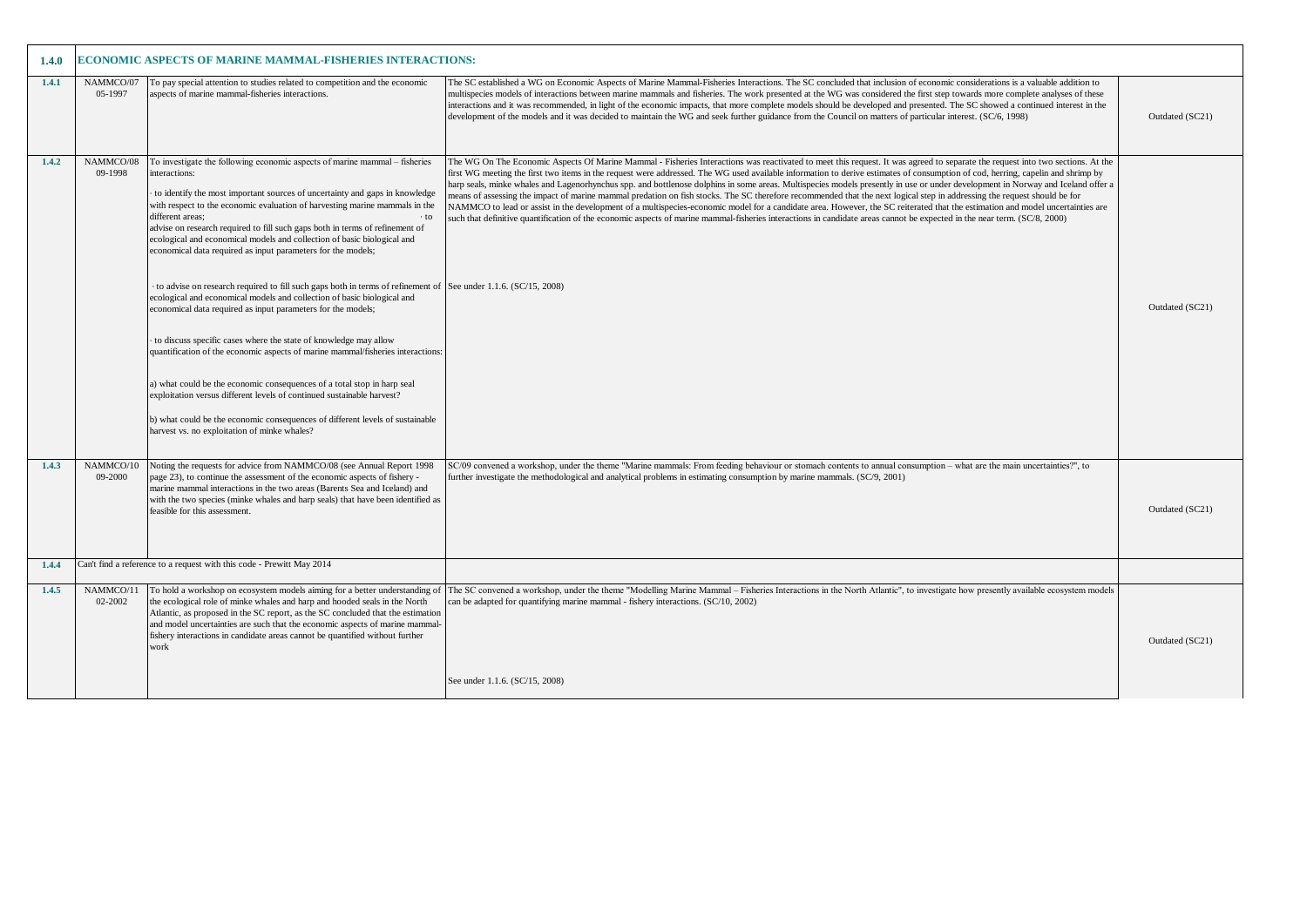| 1.4.0 | ECONOMIC ASPECTS OF MARINE MAMMAL-FISHERIES INTERACTIONS: | | | |
|---|---|---|---|---|
| 1.4.1 | NAMMCO/07 05-1997 | To pay special attention to studies related to competition and the economic aspects of marine mammal-fisheries interactions. | The SC established a WG on Economic Aspects of Marine Mammal-Fisheries Interactions. The SC concluded that inclusion of economic considerations is a valuable addition to multispecies models of interactions between marine mammals and fisheries. The work presented at the WG was considered the first step towards more complete analyses of these interactions and it was recommended, in light of the economic impacts, that more complete models should be developed and presented. The SC showed a continued interest in the development of the models and it was decided to maintain the WG and seek further guidance from the Council on matters of particular interest. (SC/6, 1998) | Outdated (SC21) |
| 1.4.2 | NAMMCO/08 09-1998 | To investigate the following economic aspects of marine mammal – fisheries interactions:<br><br>· to identify the most important sources of uncertainty and gaps in knowledge with respect to the economic evaluation of harvesting marine mammals in the different areas; · to advise on research required to fill such gaps both in terms of refinement of ecological and economical models and collection of basic biological and economical data required as input parameters for the models; | The WG On The Economic Aspects Of Marine Mammal - Fisheries Interactions was reactivated to meet this request. It was agreed to separate the request into two sections. At the first WG meeting the first two items in the request were addressed. The WG used available information to derive estimates of consumption of cod, herring, capelin and shrimp by harp seals, minke whales and Lagenorhynchus spp. and bottlenose dolphins in some areas. Multispecies models presently in use or under development in Norway and Iceland offer a means of assessing the impact of marine mammal predation on fish stocks. The SC therefore recommended that the next logical step in addressing the request should be for NAMMCO to lead or assist in the development of a multispecies-economic model for a candidate area. However, the SC reiterated that the estimation and model uncertainties are such that definitive quantification of the economic aspects of marine mammal-fisheries interactions in candidate areas cannot be expected in the near term. (SC/8, 2000) | Outdated (SC21) |
| | | · to advise on research required to fill such gaps both in terms of refinement of ecological and economical models and collection of basic biological and economical data required as input parameters for the models;<br><br>· to discuss specific cases where the state of knowledge may allow quantification of the economic aspects of marine mammal/fisheries interactions:<br><br>a) what could be the economic consequences of a total stop in harp seal exploitation versus different levels of continued sustainable harvest?<br><br>b) what could be the economic consequences of different levels of sustainable harvest vs. no exploitation of minke whales? | See under 1.1.6. (SC/15, 2008) | |
| 1.4.3 | NAMMCO/10 09-2000 | Noting the requests for advice from NAMMCO/08 (see Annual Report 1998 page 23), to continue the assessment of the economic aspects of fishery - marine mammal interactions in the two areas (Barents Sea and Iceland) and with the two species (minke whales and harp seals) that have been identified as feasible for this assessment. | SC/09 convened a workshop, under the theme "Marine mammals: From feeding behaviour or stomach contents to annual consumption – what are the main uncertainties?", to further investigate the methodological and analytical problems in estimating consumption by marine mammals. (SC/9, 2001) | Outdated (SC21) |
| 1.4.4 | Can't find a reference to a request with this code - Prewitt May 2014 | | | |
| 1.4.5 | NAMMCO/11 02-2002 | To hold a workshop on ecosystem models aiming for a better understanding of the ecological role of minke whales and harp and hooded seals in the North Atlantic, as proposed in the SC report, as the SC concluded that the estimation and model uncertainties are such that the economic aspects of marine mammal-fishery interactions in candidate areas cannot be quantified without further work | The SC convened a workshop, under the theme "Modelling Marine Mammal – Fisheries Interactions in the North Atlantic", to investigate how presently available ecosystem models can be adapted for quantifying marine mammal - fishery interactions. (SC/10, 2002)<br><br>See under 1.1.6. (SC/15, 2008) | Outdated (SC21) |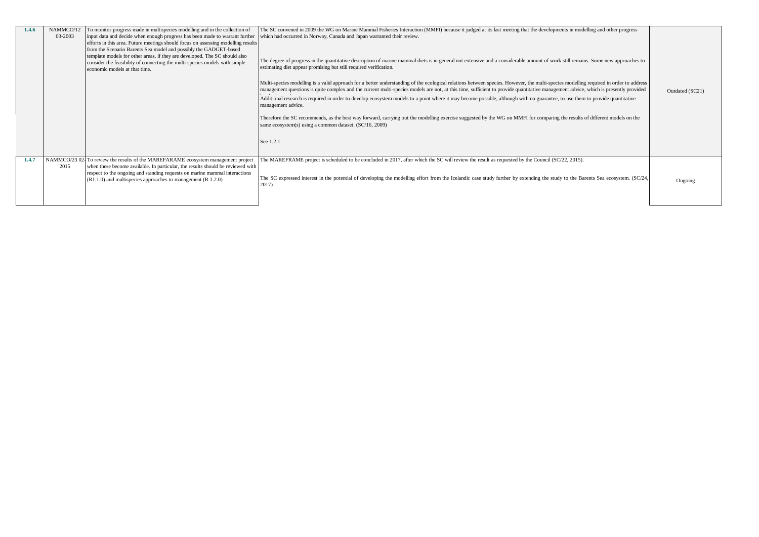| 1.4.6 | NAMMCO/12 03-2003 | To monitor progress made in multispecies modelling and in the collection of input data and decide when enough progress has been made to warrant further efforts in this area. Future meetings should focus on assessing modelling results from the Scenario Barents Sea model and possibly the GADGET-based template models for other areas, if they are developed. The SC should also consider the feasibility of connecting the multi-species models with simple economic models at that time. | The SC convened in 2009 the WG on Marine Mammal Fisheries Interaction (MMFI) because it judged at its last meeting that the developments in modelling and other progress which had occurred in Norway, Canada and Japan warranted their review.<br><br>The degree of progress in the quantitative description of marine mammal diets is in general not extensive and a considerable amount of work still remains. Some new approaches to estimating diet appear promising but still required verification.<br><br>Multi-species modelling is a valid approach for a better understanding of the ecological relations between species. However, the multi-species modelling required in order to address management questions is quite complex and the current multi-species models are not, at this time, sufficient to provide quantitative management advice, which is presently provided<br>Additional research is required in order to develop ecosystem models to a point where it may become possible, although with no guarantee, to use them to provide quantitative management advice.<br><br>Therefore the SC recommends, as the best way forward, carrying out the modelling exercise suggested by the WG on MMFI for comparing the results of different models on the same ecosystem(s) using a common dataset. (SC/16, 2009)<br><br>See 1.2.1 | Outdated (SC21) |
|---|---|---|---|---|
| 1.4.7 | NAMMCO/23 02-2015 | To review the results of the MAREFARAME ecosystem management project when these become available. In particular, the results should be reviewed with respect to the ongoing and standing requests on marine mammal interactions (R1.1.0) and multispecies approaches to management (R 1.2.0) | The MAREFRAME project is scheduled to be concluded in 2017, after which the SC will review the result as requested by the Council (SC/22, 2015).<br><br>The SC expressed interest in the potential of developing the modelling effort from the Icelandic case study further by extending the study to the Barents Sea ecosystem. (SC/24, 2017) | Ongoing |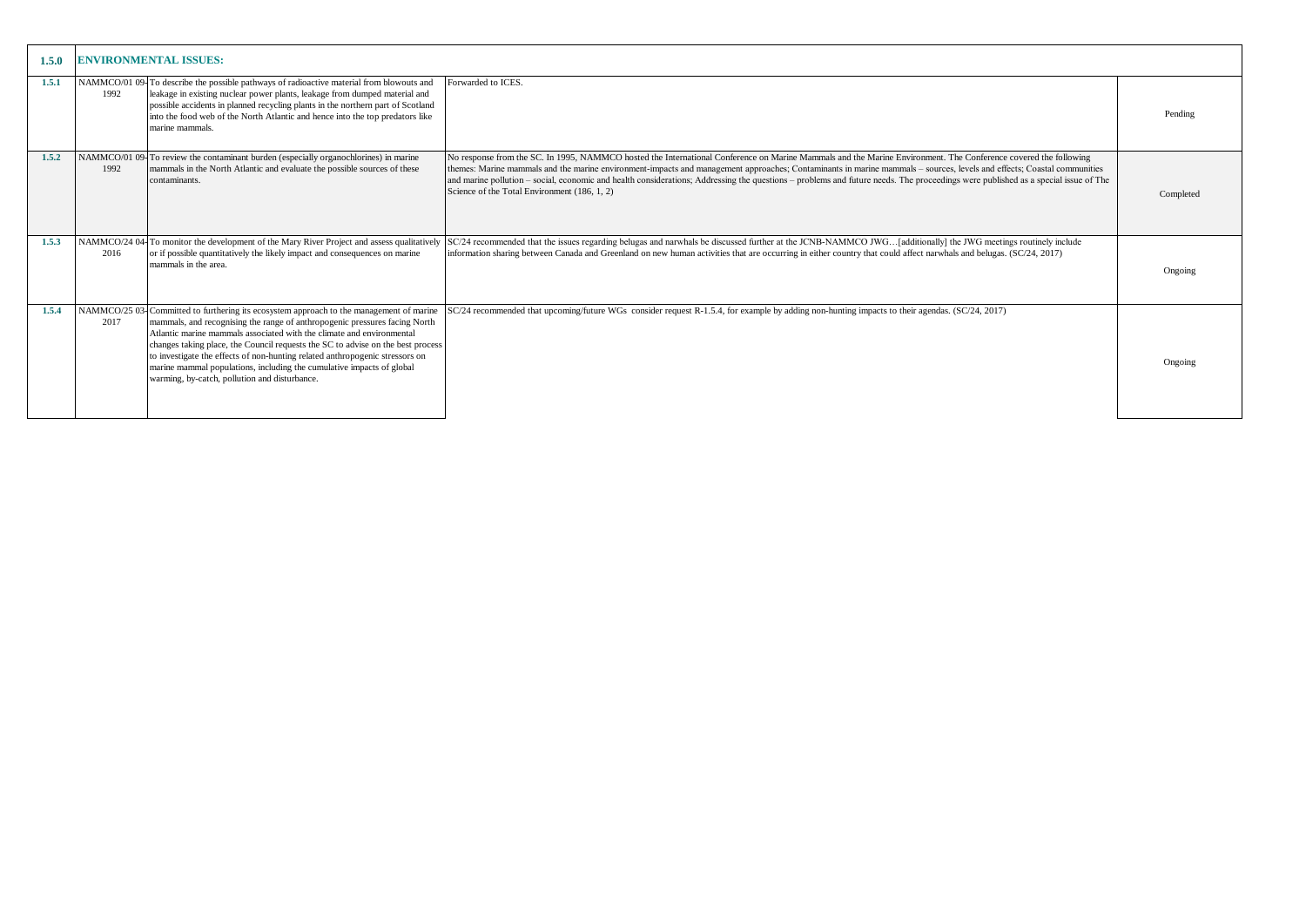| 1.5.0 | ENVIRONMENTAL ISSUES: | | | |
|---|---|---|---|---|
| 1.5.1 | NAMMCO/01 09-1992 | To describe the possible pathways of radioactive material from blowouts and leakage in existing nuclear power plants, leakage from dumped material and possible accidents in planned recycling plants in the northern part of Scotland into the food web of the North Atlantic and hence into the top predators like marine mammals. | Forwarded to ICES. | Pending |
| 1.5.2 | NAMMCO/01 09-1992 | To review the contaminant burden (especially organochlorines) in marine mammals in the North Atlantic and evaluate the possible sources of these contaminants. | No response from the SC. In 1995, NAMMCO hosted the International Conference on Marine Mammals and the Marine Environment. The Conference covered the following themes: Marine mammals and the marine environment-impacts and management approaches; Contaminants in marine mammals – sources, levels and effects; Coastal communities and marine pollution – social, economic and health considerations; Addressing the questions – problems and future needs. The proceedings were published as a special issue of The Science of the Total Environment (186, 1, 2) | Completed |
| 1.5.3 | NAMMCO/24 04-2016 | To monitor the development of the Mary River Project and assess qualitatively or if possible quantitatively the likely impact and consequences on marine mammals in the area. | SC/24 recommended that the issues regarding belugas and narwhals be discussed further at the JCNB-NAMMCO JWG…[additionally] the JWG meetings routinely include information sharing between Canada and Greenland on new human activities that are occurring in either country that could affect narwhals and belugas. (SC/24, 2017) | Ongoing |
| 1.5.4 | NAMMCO/25 03-2017 | Committed to furthering its ecosystem approach to the management of marine mammals, and recognising the range of anthropogenic pressures facing North Atlantic marine mammals associated with the climate and environmental changes taking place, the Council requests the SC to advise on the best process to investigate the effects of non-hunting related anthropogenic stressors on marine mammal populations, including the cumulative impacts of global warming, by-catch, pollution and disturbance. | SC/24 recommended that upcoming/future WGs consider request R-1.5.4, for example by adding non-hunting impacts to their agendas. (SC/24, 2017) | Ongoing |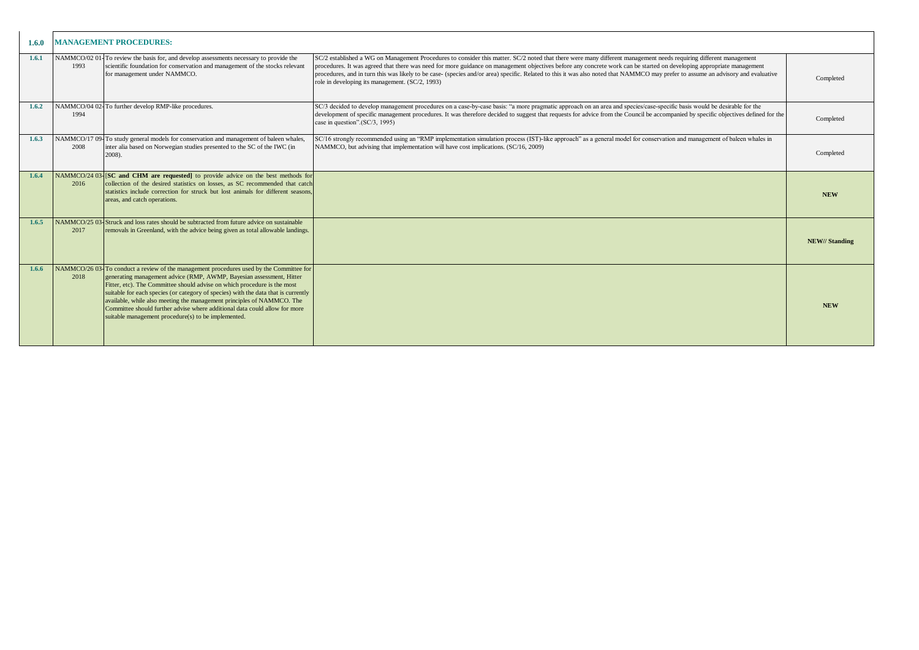| 1.6.0 | MANAGEMENT PROCEDURES: | | | |
|---|---|---|---|---|
| 1.6.1 | NAMMCO/02 01-1993 | To review the basis for, and develop assessments necessary to provide the scientific foundation for conservation and management of the stocks relevant for management under NAMMCO. | SC/2 established a WG on Management Procedures to consider this matter. SC/2 noted that there were many different management needs requiring different management procedures. It was agreed that there was need for more guidance on management objectives before any concrete work can be started on developing appropriate management procedures, and in turn this was likely to be case- (species and/or area) specific. Related to this it was also noted that NAMMCO may prefer to assume an advisory and evaluative role in developing its management. (SC/2, 1993) | Completed |
| 1.6.2 | NAMMCO/04 02-1994 | To further develop RMP-like procedures. | SC/3 decided to develop management procedures on a case-by-case basis: "a more pragmatic approach on an area and species/case-specific basis would be desirable for the development of specific management procedures. It was therefore decided to suggest that requests for advice from the Council be accompanied by specific objectives defined for the case in question".(SC/3, 1995) | Completed |
| 1.6.3 | NAMMCO/17 09-2008 | To study general models for conservation and management of baleen whales, inter alia based on Norwegian studies presented to the SC of the IWC (in 2008). | SC/16 strongly recommended using an "RMP implementation simulation process (IST)-like approach" as a general model for conservation and management of baleen whales in NAMMCO, but advising that implementation will have cost implications. (SC/16, 2009) | Completed |
| 1.6.4 | NAMMCO/24 03-2016 | **[SC and CHM are requested]** to provide advice on the best methods for collection of the desired statistics on losses, as SC recommended that catch statistics include correction for struck but lost animals for different seasons, areas, and catch operations. | | **NEW** |
| 1.6.5 | NAMMCO/25 03-2017 | Struck and loss rates should be subtracted from future advice on sustainable removals in Greenland, with the advice being given as total allowable landings. | | **NEW// Standing** |
| 1.6.6 | NAMMCO/26 03-2018 | To conduct a review of the management procedures used by the Committee for generating management advice (RMP, AWMP, Bayesian assessment, Hitter Fitter, etc). The Committee should advise on which procedure is the most suitable for each species (or category of species) with the data that is currently available, while also meeting the management principles of NAMMCO. The Committee should further advise where additional data could allow for more suitable management procedure(s) to be implemented. | | **NEW** |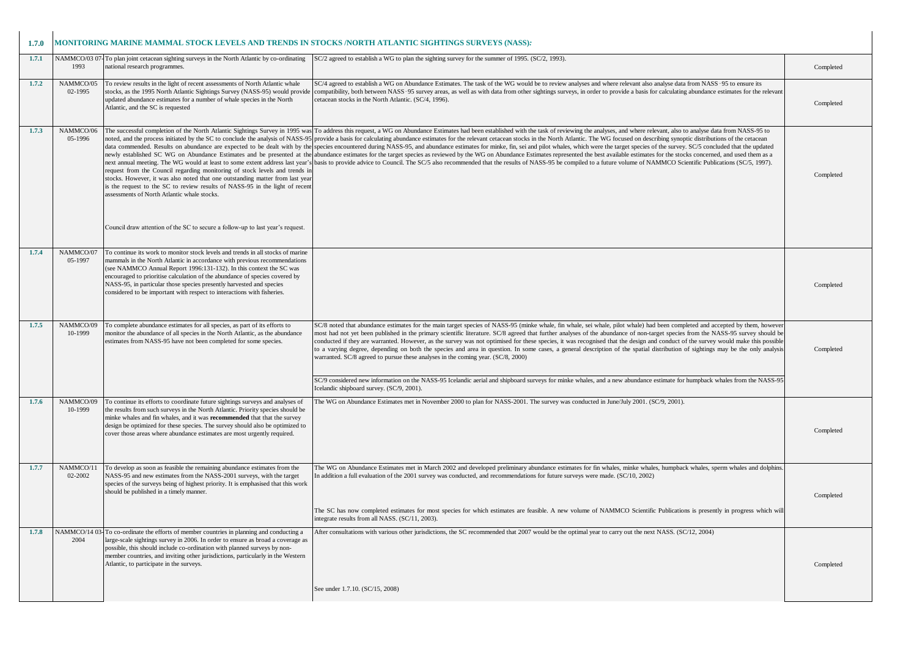| 1.7.0 | MONITORING MARINE MAMMAL STOCK LEVELS AND TRENDS IN STOCKS /NORTH ATLANTIC SIGHTINGS SURVEYS (NASS): | | | |
|---|---|---|---|---|
| 1.7.1 | NAMMCO/03 07-1993 | To plan joint cetacean sighting surveys in the North Atlantic by co-ordinating national research programmes. | SC/2 agreed to establish a WG to plan the sighting survey for the summer of 1995. (SC/2, 1993). | Completed |
| 1.7.2 | NAMMCO/05 02-1995 | To review results in the light of recent assessments of North Atlantic whale stocks, as the 1995 North Atlantic Sightings Survey (NASS-95) would provide updated abundance estimates for a number of whale species in the North Atlantic, and the SC is requested | SC/4 agreed to establish a WG on Abundance Estimates. The task of the WG would be to review analyses and where relevant also analyse data from NASS‑95 to ensure its compatibility, both between NASS‑95 survey areas, as well as with data from other sightings surveys, in order to provide a basis for calculating abundance estimates for the relevant cetacean stocks in the North Atlantic. (SC/4, 1996). | Completed |
| 1.7.3 | NAMMCO/06 05-1996 | The successful completion of the North Atlantic Sightings Survey in 1995 was noted, and the process initiated by the SC to conclude the analysis of NASS-95 data commended. Results on abundance are expected to be dealt with by the newly established SC WG on Abundance Estimates and be presented at the next annual meeting. The WG would at least to some extent address last year's request from the Council regarding monitoring of stock levels and trends in stocks. However, it was also noted that one outstanding matter from last year is the request to the SC to review results of NASS-95 in the light of recent assessments of North Atlantic whale stocks.<br><br>Council draw attention of the SC to secure a follow-up to last year's request. | To address this request, a WG on Abundance Estimates had been established with the task of reviewing the analyses, and where relevant, also to analyse data from NASS-95 to provide a basis for calculating abundance estimates for the relevant cetacean stocks in the North Atlantic. The WG focused on describing synoptic distributions of the cetacean species encountered during NASS-95, and abundance estimates for minke, fin, sei and pilot whales, which were the target species of the survey. SC/5 concluded that the updated abundance estimates for the target species as reviewed by the WG on Abundance Estimates represented the best available estimates for the stocks concerned, and used them as a basis to provide advice to Council. The SC/5 also recommended that the results of NASS-95 be compiled to a future volume of NAMMCO Scientific Publications (SC/5, 1997). | Completed |
| 1.7.4 | NAMMCO/07 05-1997 | To continue its work to monitor stock levels and trends in all stocks of marine mammals in the North Atlantic in accordance with previous recommendations (see NAMMCO Annual Report 1996:131-132). In this context the SC was encouraged to prioritise calculation of the abundance of species covered by NASS-95, in particular those species presently harvested and species considered to be important with respect to interactions with fisheries. | | Completed |
| 1.7.5 | NAMMCO/09 10-1999 | To complete abundance estimates for all species, as part of its efforts to monitor the abundance of all species in the North Atlantic, as the abundance estimates from NASS-95 have not been completed for some species. | SC/8 noted that abundance estimates for the main target species of NASS-95 (minke whale, fin whale, sei whale, pilot whale) had been completed and accepted by them, however most had not yet been published in the primary scientific literature. SC/8 agreed that further analyses of the abundance of non-target species from the NASS-95 survey should be conducted if they are warranted. However, as the survey was not optimised for these species, it was recognised that the design and conduct of the survey would make this possible to a varying degree, depending on both the species and area in question. In some cases, a general description of the spatial distribution of sightings may be the only analysis warranted. SC/8 agreed to pursue these analyses in the coming year. (SC/8, 2000)<br><br>SC/9 considered new information on the NASS-95 Icelandic aerial and shipboard surveys for minke whales, and a new abundance estimate for humpback whales from the NASS-95 Icelandic shipboard survey. (SC/9, 2001). | Completed |
| 1.7.6 | NAMMCO/09 10-1999 | To continue its efforts to coordinate future sightings surveys and analyses of the results from such surveys in the North Atlantic. Priority species should be minke whales and fin whales, and it was **recommended** that the survey design be optimized for these species. The survey should also be optimized to cover those areas where abundance estimates are most urgently required. | The WG on Abundance Estimates met in November 2000 to plan for NASS-2001. The survey was conducted in June/July 2001. (SC/9, 2001). | Completed |
| 1.7.7 | NAMMCO/11 02-2002 | To develop as soon as feasible the remaining abundance estimates from the NASS-95 and new estimates from the NASS-2001 surveys, with the target species of the surveys being of highest priority. It is emphasised that this work should be published in a timely manner. | The WG on Abundance Estimates met in March 2002 and developed preliminary abundance estimates for fin whales, minke whales, humpback whales, sperm whales and dolphins. In addition a full evaluation of the 2001 survey was conducted, and recommendations for future surveys were made. (SC/10, 2002)<br><br>The SC has now completed estimates for most species for which estimates are feasible. A new volume of NAMMCO Scientific Publications is presently in progress which will integrate results from all NASS. (SC/11, 2003). | Completed |
| 1.7.8 | NAMMCO/14 03-2004 | To co-ordinate the efforts of member countries in planning and conducting a large-scale sightings survey in 2006. In order to ensure as broad a coverage as possible, this should include co-ordination with planned surveys by non-member countries, and inviting other jurisdictions, particularly in the Western Atlantic, to participate in the surveys. | After consultations with various other jurisdictions, the SC recommended that 2007 would be the optimal year to carry out the next NASS. (SC/12, 2004)<br><br>See under 1.7.10. (SC/15, 2008) | Completed |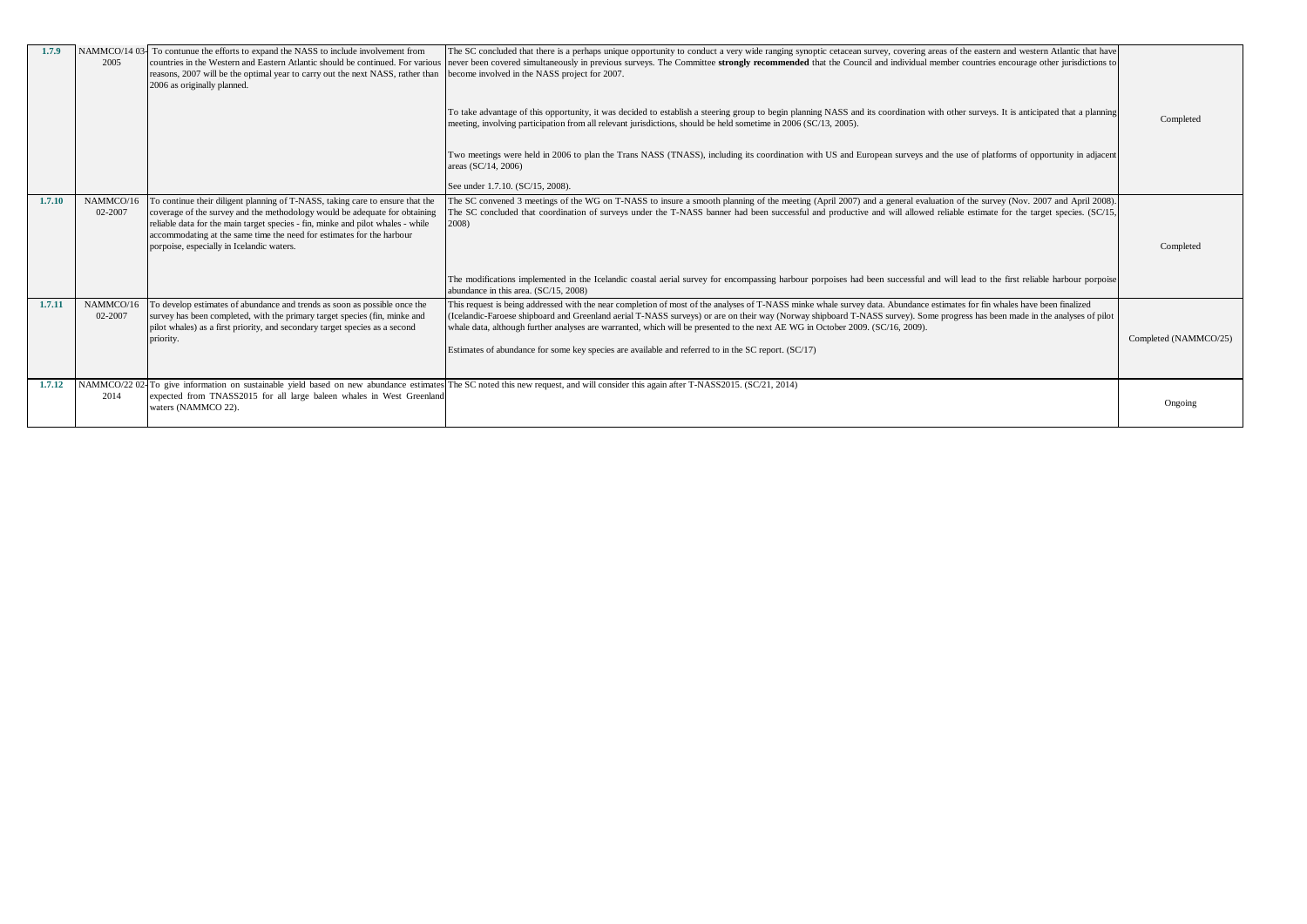| 1.7.9 | NAMMCO/14 03-2005 | To contunue the efforts to expand the NASS to include involvement from countries in the Western and Eastern Atlantic should be continued. For various reasons, 2007 will be the optimal year to carry out the next NASS, rather than 2006 as originally planned. | The SC concluded that there is a perhaps unique opportunity to conduct a very wide ranging synoptic cetacean survey, covering areas of the eastern and western Atlantic that have never been covered simultaneously in previous surveys. The Committee **strongly recommended** that the Council and individual member countries encourage other jurisdictions to become involved in the NASS project for 2007.<br><br>To take advantage of this opportunity, it was decided to establish a steering group to begin planning NASS and its coordination with other surveys. It is anticipated that a planning meeting, involving participation from all relevant jurisdictions, should be held sometime in 2006 (SC/13, 2005).<br><br>Two meetings were held in 2006 to plan the Trans NASS (TNASS), including its coordination with US and European surveys and the use of platforms of opportunity in adjacent areas (SC/14, 2006)<br><br>See under 1.7.10. (SC/15, 2008). | Completed |
|---|---|---|---|---|
| 1.7.10 | NAMMCO/16 02-2007 | To continue their diligent planning of T-NASS, taking care to ensure that the coverage of the survey and the methodology would be adequate for obtaining reliable data for the main target species - fin, minke and pilot whales - while accommodating at the same time the need for estimates for the harbour porpoise, especially in Icelandic waters. | The SC convened 3 meetings of the WG on T-NASS to insure a smooth planning of the meeting (April 2007) and a general evaluation of the survey (Nov. 2007 and April 2008). The SC concluded that coordination of surveys under the T-NASS banner had been successful and productive and will allowed reliable estimate for the target species. (SC/15, 2008)<br><br>The modifications implemented in the Icelandic coastal aerial survey for encompassing harbour porpoises had been successful and will lead to the first reliable harbour porpoise abundance in this area. (SC/15, 2008) | Completed |
| 1.7.11 | NAMMCO/16 02-2007 | To develop estimates of abundance and trends as soon as possible once the survey has been completed, with the primary target species (fin, minke and pilot whales) as a first priority, and secondary target species as a second priority. | This request is being addressed with the near completion of most of the analyses of T-NASS minke whale survey data. Abundance estimates for fin whales have been finalized (Icelandic-Faroese shipboard and Greenland aerial T-NASS surveys) or are on their way (Norway shipboard T-NASS survey). Some progress has been made in the analyses of pilot whale data, although further analyses are warranted, which will be presented to the next AE WG in October 2009. (SC/16, 2009).<br><br>Estimates of abundance for some key species are available and referred to in the SC report. (SC/17) | Completed (NAMMCO/25) |
| 1.7.12 | NAMMCO/22 02-2014 | To give information on sustainable yield based on new abundance estimates expected from TNASS2015 for all large baleen whales in West Greenland waters (NAMMCO 22). | The SC noted this new request, and will consider this again after T-NASS2015. (SC/21, 2014) | Ongoing |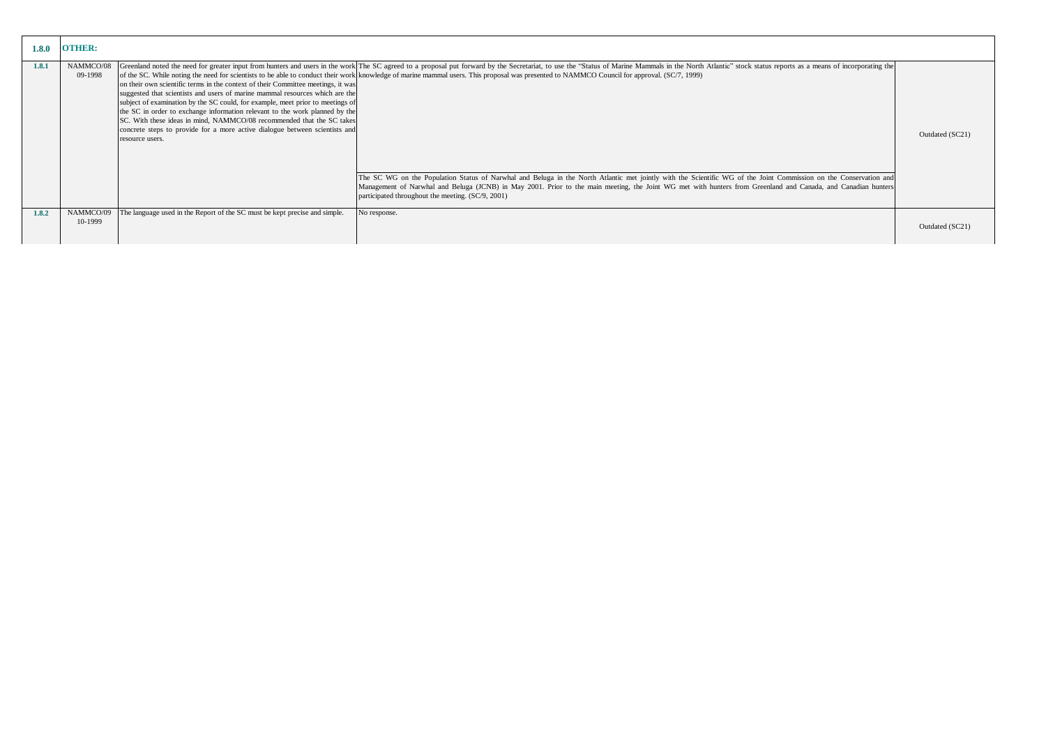| | | | | |
|---|---|---|---|---|
| **1.8.0** | **OTHER:** | | | |
| **1.8.1** | NAMMCO/08 09-1998 | Greenland noted the need for greater input from hunters and users in the work of the SC. While noting the need for scientists to be able to conduct their work on their own scientific terms in the context of their Committee meetings, it was suggested that scientists and users of marine mammal resources which are the subject of examination by the SC could, for example, meet prior to meetings of the SC in order to exchange information relevant to the work planned by the SC. With these ideas in mind, NAMMCO/08 recommended that the SC takes concrete steps to provide for a more active dialogue between scientists and resource users. | The SC agreed to a proposal put forward by the Secretariat, to use the "Status of Marine Mammals in the North Atlantic" stock status reports as a means of incorporating the knowledge of marine mammal users. This proposal was presented to NAMMCO Council for approval. (SC/7, 1999)<br><br>The SC WG on the Population Status of Narwhal and Beluga in the North Atlantic met jointly with the Scientific WG of the Joint Commission on the Conservation and Management of Narwhal and Beluga (JCNB) in May 2001. Prior to the main meeting, the Joint WG met with hunters from Greenland and Canada, and Canadian hunters participated throughout the meeting. (SC/9, 2001) | Outdated (SC21) |
| **1.8.2** | NAMMCO/09 10-1999 | The language used in the Report of the SC must be kept precise and simple. | No response. | Outdated (SC21) |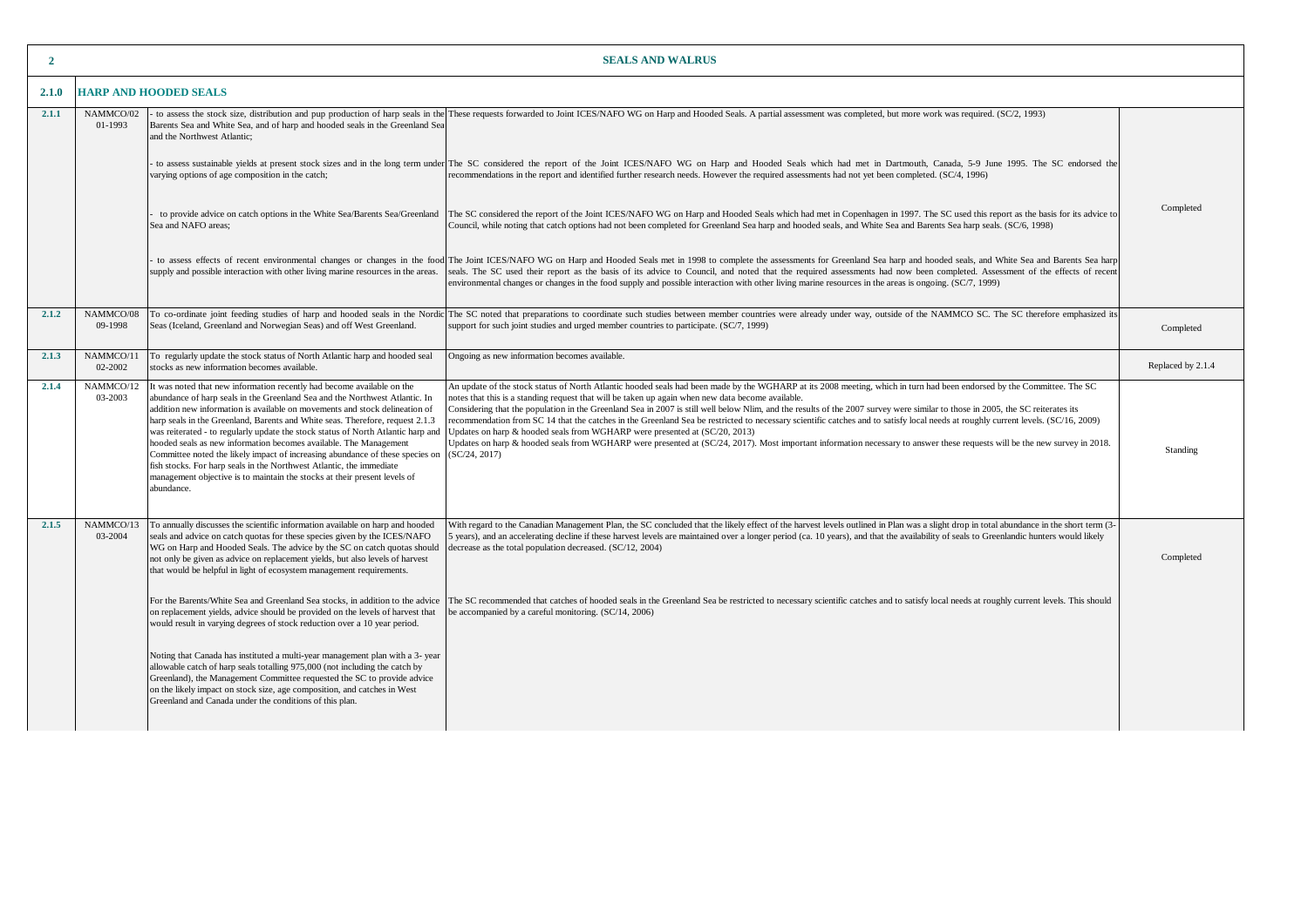| 2 | | SEALS AND WALRUS | | |
|---|---|---|---|---|
| **2.1.0** | **HARP AND HOODED SEALS** | | | |
| 2.1.1 | NAMMCO/02 01-1993 | - to assess the stock size, distribution and pup production of harp seals in the Barents Sea and White Sea, and of harp and hooded seals in the Greenland Sea and the Northwest Atlantic; | These requests forwarded to Joint ICES/NAFO WG on Harp and Hooded Seals. A partial assessment was completed, but more work was required. (SC/2, 1993) | Completed |
| | | - to assess sustainable yields at present stock sizes and in the long term under varying options of age composition in the catch; | The SC considered the report of the Joint ICES/NAFO WG on Harp and Hooded Seals which had met in Dartmouth, Canada, 5-9 June 1995. The SC endorsed the recommendations in the report and identified further research needs. However the required assessments had not yet been completed. (SC/4, 1996) | |
| | | - to provide advice on catch options in the White Sea/Barents Sea/Greenland Sea and NAFO areas; | The SC considered the report of the Joint ICES/NAFO WG on Harp and Hooded Seals which had met in Copenhagen in 1997. The SC used this report as the basis for its advice to Council, while noting that catch options had not been completed for Greenland Sea harp and hooded seals, and White Sea and Barents Sea harp seals. (SC/6, 1998) | |
| | | - to assess effects of recent environmental changes or changes in the food supply and possible interaction with other living marine resources in the areas. | The Joint ICES/NAFO WG on Harp and Hooded Seals met in 1998 to complete the assessments for Greenland Sea harp and hooded seals, and White Sea and Barents Sea harp seals. The SC used their report as the basis of its advice to Council, and noted that the required assessments had now been completed. Assessment of the effects of recent environmental changes or changes in the food supply and possible interaction with other living marine resources in the areas is ongoing. (SC/7, 1999) | |
| 2.1.2 | NAMMCO/08 09-1998 | To co-ordinate joint feeding studies of harp and hooded seals in the Nordic Seas (Iceland, Greenland and Norwegian Seas) and off West Greenland. | The SC noted that preparations to coordinate such studies between member countries were already under way, outside of the NAMMCO SC. The SC therefore emphasized its support for such joint studies and urged member countries to participate. (SC/7, 1999) | Completed |
| 2.1.3 | NAMMCO/11 02-2002 | To regularly update the stock status of North Atlantic harp and hooded seal stocks as new information becomes available. | Ongoing as new information becomes available. | Replaced by 2.1.4 |
| 2.1.4 | NAMMCO/12 03-2003 | It was noted that new information recently had become available on the abundance of harp seals in the Greenland Sea and the Northwest Atlantic. In addition new information is available on movements and stock delineation of harp seals in the Greenland, Barents and White seas. Therefore, request 2.1.3 was reiterated - to regularly update the stock status of North Atlantic harp and hooded seals as new information becomes available. The Management Committee noted the likely impact of increasing abundance of these species on fish stocks. For harp seals in the Northwest Atlantic, the immediate management objective is to maintain the stocks at their present levels of abundance. | An update of the stock status of North Atlantic hooded seals had been made by the WGHARP at its 2008 meeting, which in turn had been endorsed by the Committee. The SC notes that this is a standing request that will be taken up again when new data become available.<br>Considering that the population in the Greenland Sea in 2007 is still well below Nlim, and the results of the 2007 survey were similar to those in 2005, the SC reiterates its recommendation from SC 14 that the catches in the Greenland Sea be restricted to necessary scientific catches and to satisfy local needs at roughly current levels. (SC/16, 2009)<br>Updates on harp & hooded seals from WGHARP were presented at (SC/20, 2013)<br>Updates on harp & hooded seals from WGHARP were presented at (SC/24, 2017). Most important information necessary to answer these requests will be the new survey in 2018. (SC/24, 2017) | Standing |
| 2.1.5 | NAMMCO/13 03-2004 | To annually discusses the scientific information available on harp and hooded seals and advice on catch quotas for these species given by the ICES/NAFO WG on Harp and Hooded Seals. The advice by the SC on catch quotas should not only be given as advice on replacement yields, but also levels of harvest that would be helpful in light of ecosystem management requirements. | With regard to the Canadian Management Plan, the SC concluded that the likely effect of the harvest levels outlined in Plan was a slight drop in total abundance in the short term (3-5 years), and an accelerating decline if these harvest levels are maintained over a longer period (ca. 10 years), and that the availability of seals to Greenlandic hunters would likely decrease as the total population decreased. (SC/12, 2004) | Completed |
| | | For the Barents/White Sea and Greenland Sea stocks, in addition to the advice on replacement yields, advice should be provided on the levels of harvest that would result in varying degrees of stock reduction over a 10 year period. | The SC recommended that catches of hooded seals in the Greenland Sea be restricted to necessary scientific catches and to satisfy local needs at roughly current levels. This should be accompanied by a careful monitoring. (SC/14, 2006) | |
| | | Noting that Canada has instituted a multi-year management plan with a 3- year allowable catch of harp seals totalling 975,000 (not including the catch by Greenland), the Management Committee requested the SC to provide advice on the likely impact on stock size, age composition, and catches in West Greenland and Canada under the conditions of this plan. | | |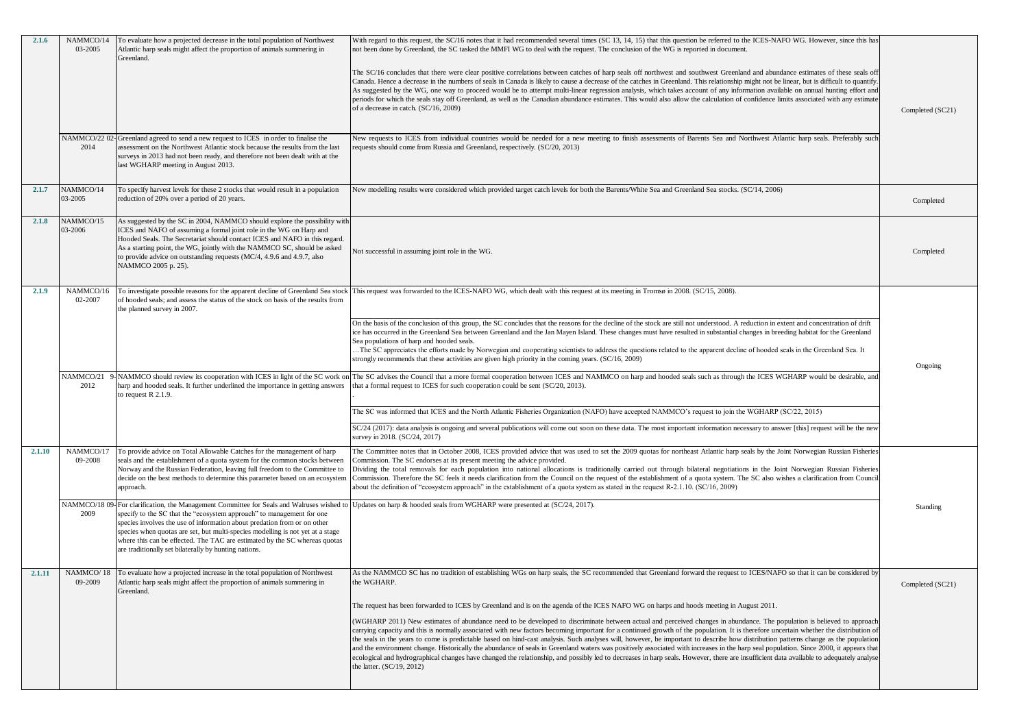| | | | | |
|---|---|---|---|---|
| **2.1.6** | NAMMCO/14 03-2005 | To evaluate how a projected decrease in the total population of Northwest Atlantic harp seals might affect the proportion of animals summering in Greenland. | With regard to this request, the SC/16 notes that it had recommended several times (SC 13, 14, 15) that this question be referred to the ICES-NAFO WG. However, since this has not been done by Greenland, the SC tasked the MMFI WG to deal with the request. The conclusion of the WG is reported in document.<br><br>The SC/16 concludes that there were clear positive correlations between catches of harp seals off northwest and southwest Greenland and abundance estimates of these seals off Canada. Hence a decrease in the numbers of seals in Canada is likely to cause a decrease of the catches in Greenland. This relationship might not be linear, but is difficult to quantify. As suggested by the WG, one way to proceed would be to attempt multi-linear regression analysis, which takes account of any information available on annual hunting effort and periods for which the seals stay off Greenland, as well as the Canadian abundance estimates. This would also allow the calculation of confidence limits associated with any estimate of a decrease in catch. (SC/16, 2009) | Completed (SC21) |
| | NAMMCO/22 02-2014 | Greenland agreed to send a new request to ICES in order to finalise the assessment on the Northwest Atlantic stock because the results from the last surveys in 2013 had not been ready, and therefore not been dealt with at the last WGHARP meeting in August 2013. | New requests to ICES from individual countries would be needed for a new meeting to finish assessments of Barents Sea and Northwest Atlantic harp seals. Preferably such requests should come from Russia and Greenland, respectively. (SC/20, 2013) | |
| **2.1.7** | NAMMCO/14 03-2005 | To specify harvest levels for these 2 stocks that would result in a population reduction of 20% over a period of 20 years. | New modelling results were considered which provided target catch levels for both the Barents/White Sea and Greenland Sea stocks. (SC/14, 2006) | Completed |
| **2.1.8** | NAMMCO/15 03-2006 | As suggested by the SC in 2004, NAMMCO should explore the possibility with ICES and NAFO of assuming a formal joint role in the WG on Harp and Hooded Seals. The Secretariat should contact ICES and NAFO in this regard. As a starting point, the WG, jointly with the NAMMCO SC, should be asked to provide advice on outstanding requests (MC/4, 4.9.6 and 4.9.7, also NAMMCO 2005 p. 25). | Not successful in assuming joint role in the WG. | Completed |
| **2.1.9** | NAMMCO/16 02-2007 | To investigate possible reasons for the apparent decline of Greenland Sea stock of hooded seals; and assess the status of the stock on basis of the results from the planned survey in 2007. | This request was forwarded to the ICES-NAFO WG, which dealt with this request at its meeting in Tromsø in 2008. (SC/15, 2008).<br><br>On the basis of the conclusion of this group, the SC concludes that the reasons for the decline of the stock are still not understood. A reduction in extent and concentration of drift ice has occurred in the Greenland Sea between Greenland and the Jan Mayen Island. These changes must have resulted in substantial changes in breeding habitat for the Greenland Sea populations of harp and hooded seals.<br>…The SC appreciates the efforts made by Norwegian and cooperating scientists to address the questions related to the apparent decline of hooded seals in the Greenland Sea. It strongly recommends that these activities are given high priority in the coming years. (SC/16, 2009) | Ongoing |
| | NAMMCO/21 9-2012 | NAMMCO should review its cooperation with ICES in light of the SC work on harp and hooded seals. It further underlined the importance in getting answers to request R 2.1.9. | The SC advises the Council that a more formal cooperation between ICES and NAMMCO on harp and hooded seals such as through the ICES WGHARP would be desirable, and that a formal request to ICES for such cooperation could be sent (SC/20, 2013).<br><br>The SC was informed that ICES and the North Atlantic Fisheries Organization (NAFO) have accepted NAMMCO's request to join the WGHARP (SC/22, 2015)<br><br>SC/24 (2017): data analysis is ongoing and several publications will come out soon on these data. The most important information necessary to answer [this] request will be the new survey in 2018. (SC/24, 2017) | |
| **2.1.10** | NAMMCO/17 09-2008 | To provide advice on Total Allowable Catches for the management of harp seals and the establishment of a quota system for the common stocks between Norway and the Russian Federation, leaving full freedom to the Committee to decide on the best methods to determine this parameter based on an ecosystem approach. | The Committee notes that in October 2008, ICES provided advice that was used to set the 2009 quotas for northeast Atlantic harp seals by the Joint Norwegian Russian Fisheries Commission. The SC endorses at its present meeting the advice provided.<br>Dividing the total removals for each population into national allocations is traditionally carried out through bilateral negotiations in the Joint Norwegian Russian Fisheries Commission. Therefore the SC feels it needs clarification from the Council on the request of the establishment of a quota system. The SC also wishes a clarification from Council about the definition of "ecosystem approach" in the establishment of a quota system as stated in the request R-2.1.10. (SC/16, 2009) | Standing |
| | NAMMCO/18 09-2009 | For clarification, the Management Committee for Seals and Walruses wished to specify to the SC that the "ecosystem approach" to management for one species involves the use of information about predation from or on other species when quotas are set, but multi-species modelling is not yet at a stage where this can be effected. The TAC are estimated by the SC whereas quotas are traditionally set bilaterally by hunting nations. | Updates on harp & hooded seals from WGHARP were presented at (SC/24, 2017). | |
| **2.1.11** | NAMMCO/ 18 09-2009 | To evaluate how a projected increase in the total population of Northwest Atlantic harp seals might affect the proportion of animals summering in Greenland. | As the NAMMCO SC has no tradition of establishing WGs on harp seals, the SC recommended that Greenland forward the request to ICES/NAFO so that it can be considered by the WGHARP.<br><br>The request has been forwarded to ICES by Greenland and is on the agenda of the ICES NAFO WG on harps and hoods meeting in August 2011.<br><br>(WGHARP 2011) New estimates of abundance need to be developed to discriminate between actual and perceived changes in abundance. The population is believed to approach carrying capacity and this is normally associated with new factors becoming important for a continued growth of the population. It is therefore uncertain whether the distribution of the seals in the years to come is predictable based on hind-cast analysis. Such analyses will, however, be important to describe how distribution patterns change as the population and the environment change. Historically the abundance of seals in Greenland waters was positively associated with increases in the harp seal population. Since 2000, it appears that ecological and hydrographical changes have changed the relationship, and possibly led to decreases in harp seals. However, there are insufficient data available to adequately analyse the latter. (SC/19, 2012) | Completed (SC21) |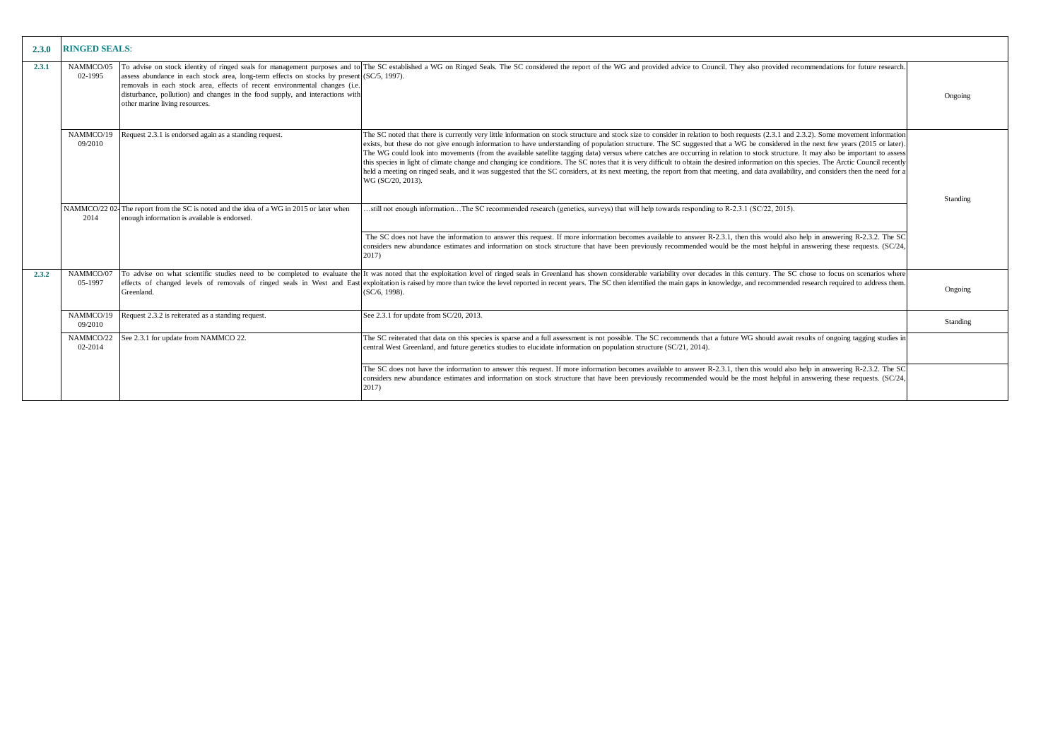| 2.3.0 | **RINGED SEALS**: | | | |
|---|---|---|---|---|
| **2.3.1** | NAMMCO/05 02-1995 | To advise on stock identity of ringed seals for management purposes and to assess abundance in each stock area, long-term effects on stocks by present removals in each stock area, effects of recent environmental changes (i.e. disturbance, pollution) and changes in the food supply, and interactions with other marine living resources. | The SC established a WG on Ringed Seals. The SC considered the report of the WG and provided advice to Council. They also provided recommendations for future research. (SC/5, 1997). | Ongoing |
| | NAMMCO/19 09/2010 | Request 2.3.1 is endorsed again as a standing request. | The SC noted that there is currently very little information on stock structure and stock size to consider in relation to both requests (2.3.1 and 2.3.2). Some movement information exists, but these do not give enough information to have understanding of population structure. The SC suggested that a WG be considered in the next few years (2015 or later). The WG could look into movements (from the available satellite tagging data) versus where catches are occurring in relation to stock structure. It may also be important to assess this species in light of climate change and changing ice conditions. The SC notes that it is very difficult to obtain the desired information on this species. The Arctic Council recently held a meeting on ringed seals, and it was suggested that the SC considers, at its next meeting, the report from that meeting, and data availability, and considers then the need for a WG (SC/20, 2013). | Standing |
| | NAMMCO/22 02-2014 | The report from the SC is noted and the idea of a WG in 2015 or later when enough information is available is endorsed. | …still not enough information…The SC recommended research (genetics, surveys) that will help towards responding to R-2.3.1 (SC/22, 2015). | |
| | | | The SC does not have the information to answer this request. If more information becomes available to answer R-2.3.1, then this would also help in answering R-2.3.2. The SC considers new abundance estimates and information on stock structure that have been previously recommended would be the most helpful in answering these requests. (SC/24, 2017) | |
| **2.3.2** | NAMMCO/07 05-1997 | To advise on what scientific studies need to be completed to evaluate the effects of changed levels of removals of ringed seals in West and East Greenland. | It was noted that the exploitation level of ringed seals in Greenland has shown considerable variability over decades in this century. The SC chose to focus on scenarios where exploitation is raised by more than twice the level reported in recent years. The SC then identified the main gaps in knowledge, and recommended research required to address them. (SC/6, 1998). | Ongoing |
| | NAMMCO/19 09/2010 | Request 2.3.2 is reiterated as a standing request. | See 2.3.1 for update from SC/20, 2013. | Standing |
| | NAMMCO/22 02-2014 | See 2.3.1 for update from NAMMCO 22. | The SC reiterated that data on this species is sparse and a full assessment is not possible. The SC recommends that a future WG should await results of ongoing tagging studies in central West Greenland, and future genetics studies to elucidate information on population structure (SC/21, 2014). | |
| | | | The SC does not have the information to answer this request. If more information becomes available to answer R-2.3.1, then this would also help in answering R-2.3.2. The SC considers new abundance estimates and information on stock structure that have been previously recommended would be the most helpful in answering these requests. (SC/24, 2017) | |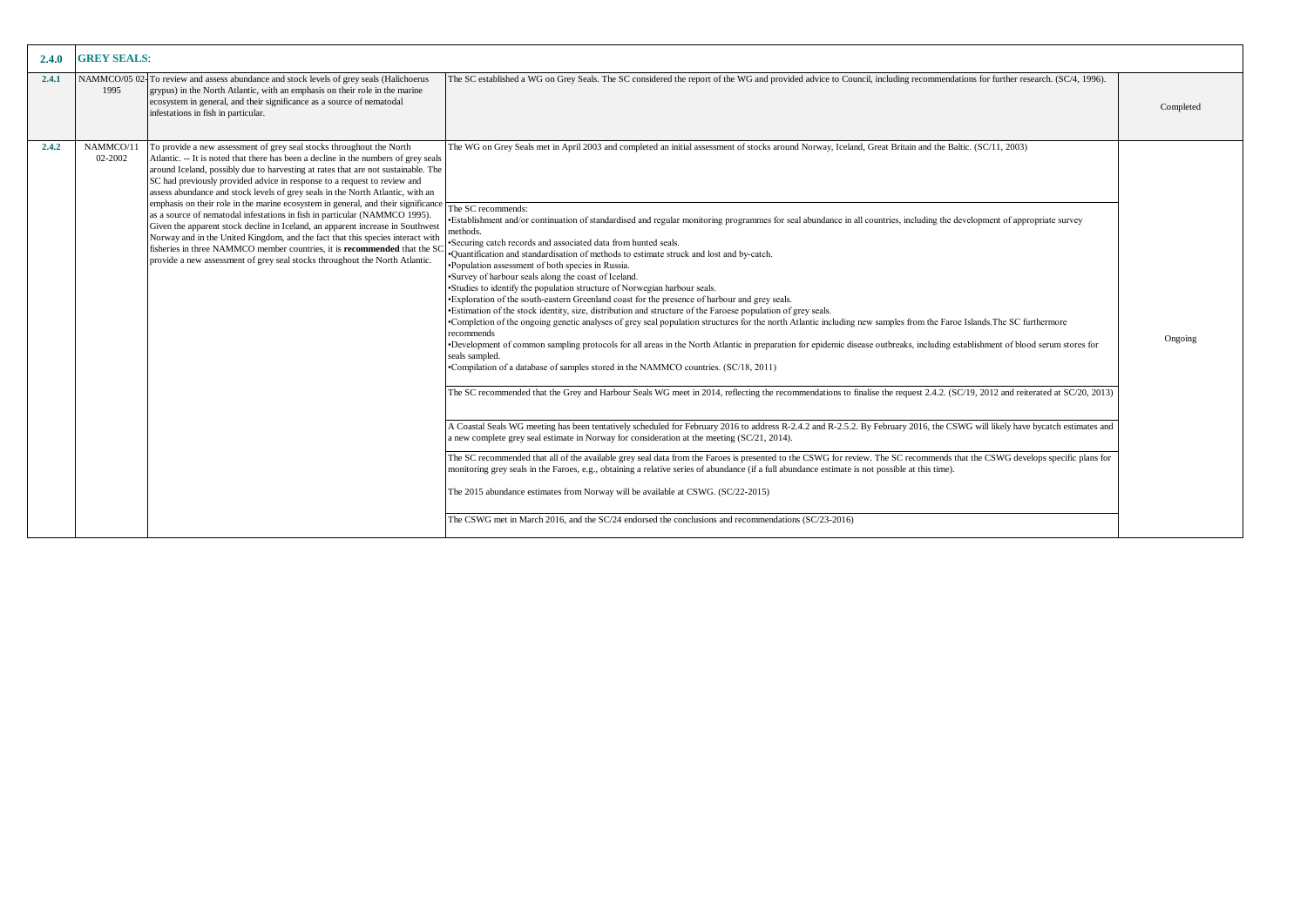| 2.4.0 | GREY SEALS: | | | |
|---|---|---|---|---|
| 2.4.1 | NAMMCO/05 02-1995 | To review and assess abundance and stock levels of grey seals (Halichoerus grypus) in the North Atlantic, with an emphasis on their role in the marine ecosystem in general, and their significance as a source of nematodal infestations in fish in particular. | The SC established a WG on Grey Seals. The SC considered the report of the WG and provided advice to Council, including recommendations for further research. (SC/4, 1996). | Completed |
| 2.4.2 | NAMMCO/11 02-2002 | To provide a new assessment of grey seal stocks throughout the North Atlantic. -- It is noted that there has been a decline in the numbers of grey seals around Iceland, possibly due to harvesting at rates that are not sustainable. The SC had previously provided advice in response to a request to review and assess abundance and stock levels of grey seals in the North Atlantic, with an emphasis on their role in the marine ecosystem in general, and their significance as a source of nematodal infestations in fish in particular (NAMMCO 1995). Given the apparent stock decline in Iceland, an apparent increase in Southwest Norway and in the United Kingdom, and the fact that this species interact with fisheries in three NAMMCO member countries, it is **recommended** that the SC provide a new assessment of grey seal stocks throughout the North Atlantic. | The WG on Grey Seals met in April 2003 and completed an initial assessment of stocks around Norway, Iceland, Great Britain and the Baltic. (SC/11, 2003)<br><br>The SC recommends:<br>•Establishment and/or continuation of standardised and regular monitoring programmes for seal abundance in all countries, including the development of appropriate survey methods.<br>•Securing catch records and associated data from hunted seals.<br>•Quantification and standardisation of methods to estimate struck and lost and by-catch.<br>•Population assessment of both species in Russia.<br>•Survey of harbour seals along the coast of Iceland.<br>•Studies to identify the population structure of Norwegian harbour seals.<br>•Exploration of the south-eastern Greenland coast for the presence of harbour and grey seals.<br>•Estimation of the stock identity, size, distribution and structure of the Faroese population of grey seals.<br>•Completion of the ongoing genetic analyses of grey seal population structures for the north Atlantic including new samples from the Faroe Islands.The SC furthermore recommends<br>•Development of common sampling protocols for all areas in the North Atlantic in preparation for epidemic disease outbreaks, including establishment of blood serum stores for seals sampled.<br>•Compilation of a database of samples stored in the NAMMCO countries. (SC/18, 2011)<br><br>The SC recommended that the Grey and Harbour Seals WG meet in 2014, reflecting the recommendations to finalise the request 2.4.2. (SC/19, 2012 and reiterated at SC/20, 2013)<br><br>A Coastal Seals WG meeting has been tentatively scheduled for February 2016 to address R-2.4.2 and R-2.5.2. By February 2016, the CSWG will likely have bycatch estimates and a new complete grey seal estimate in Norway for consideration at the meeting (SC/21, 2014).<br><br>The SC recommended that all of the available grey seal data from the Faroes is presented to the CSWG for review. The SC recommends that the CSWG develops specific plans for monitoring grey seals in the Faroes, e.g., obtaining a relative series of abundance (if a full abundance estimate is not possible at this time).<br><br>The 2015 abundance estimates from Norway will be available at CSWG. (SC/22-2015)<br><br>The CSWG met in March 2016, and the SC/24 endorsed the conclusions and recommendations (SC/23-2016) | Ongoing |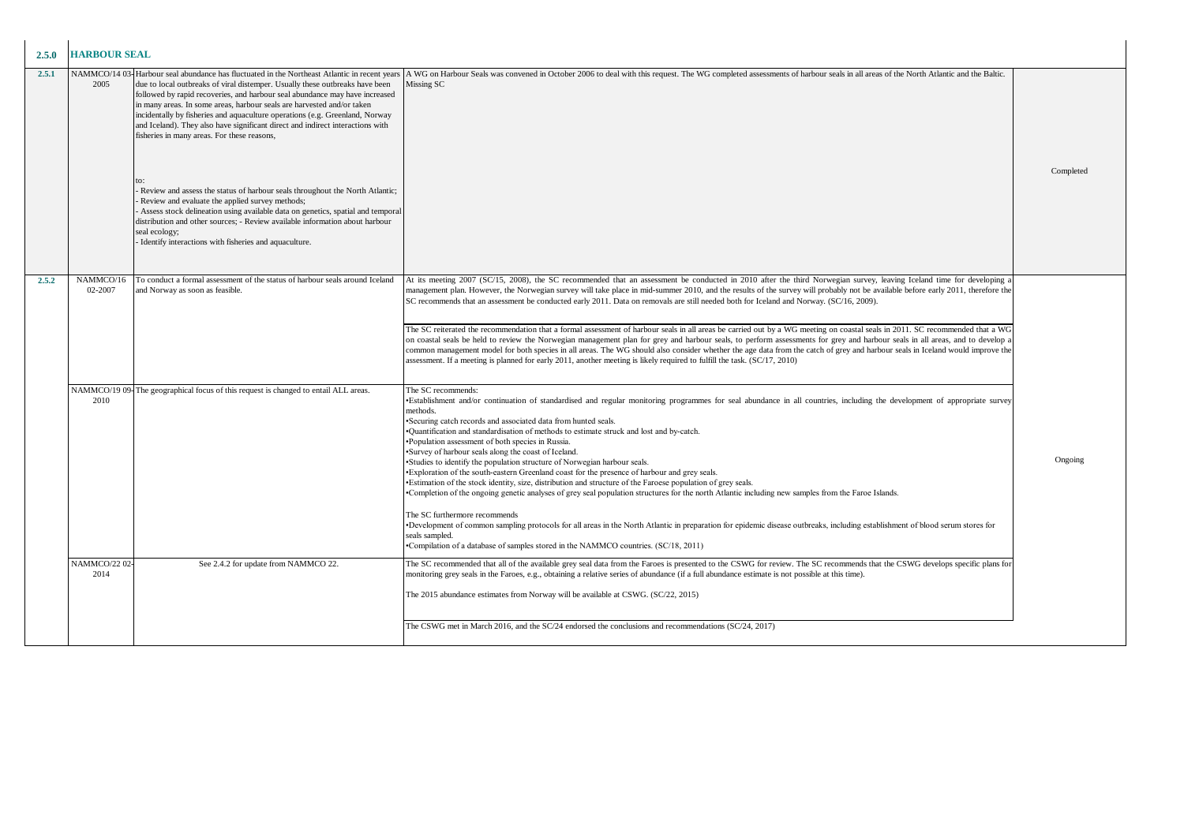| 2.5.0 | HARBOUR SEAL | | | |
|---|---|---|---|---|
| 2.5.1 | NAMMCO/14 03-2005 | Harbour seal abundance has fluctuated in the Northeast Atlantic in recent years due to local outbreaks of viral distemper. Usually these outbreaks have been followed by rapid recoveries, and harbour seal abundance may have increased in many areas. In some areas, harbour seals are harvested and/or taken incidentally by fisheries and aquaculture operations (e.g. Greenland, Norway and Iceland). They also have significant direct and indirect interactions with fisheries in many areas. For these reasons,<br><br>to:<br>- Review and assess the status of harbour seals throughout the North Atlantic;<br>- Review and evaluate the applied survey methods;<br>- Assess stock delineation using available data on genetics, spatial and temporal distribution and other sources; - Review available information about harbour seal ecology;<br>- Identify interactions with fisheries and aquaculture. | A WG on Harbour Seals was convened in October 2006 to deal with this request. The WG completed assessments of harbour seals in all areas of the North Atlantic and the Baltic. Missing SC | Completed |
| 2.5.2 | NAMMCO/16 02-2007 | To conduct a formal assessment of the status of harbour seals around Iceland and Norway as soon as feasible. | At its meeting 2007 (SC/15, 2008), the SC recommended that an assessment be conducted in 2010 after the third Norwegian survey, leaving Iceland time for developing a management plan. However, the Norwegian survey will take place in mid-summer 2010, and the results of the survey will probably not be available before early 2011, therefore the SC recommends that an assessment be conducted early 2011. Data on removals are still needed both for Iceland and Norway. (SC/16, 2009).<br><br>The SC reiterated the recommendation that a formal assessment of harbour seals in all areas be carried out by a WG meeting on coastal seals in 2011. SC recommended that a WG on coastal seals be held to review the Norwegian management plan for grey and harbour seals, to perform assessments for grey and harbour seals in all areas, and to develop a common management model for both species in all areas. The WG should also consider whether the age data from the catch of grey and harbour seals in Iceland would improve the assessment. If a meeting is planned for early 2011, another meeting is likely required to fulfill the task. (SC/17, 2010) | Ongoing |
| | NAMMCO/19 09-2010 | The geographical focus of this request is changed to entail ALL areas. | The SC recommends:<br>•Establishment and/or continuation of standardised and regular monitoring programmes for seal abundance in all countries, including the development of appropriate survey methods.<br>•Securing catch records and associated data from hunted seals.<br>•Quantification and standardisation of methods to estimate struck and lost and by-catch.<br>•Population assessment of both species in Russia.<br>•Survey of harbour seals along the coast of Iceland.<br>•Studies to identify the population structure of Norwegian harbour seals.<br>•Exploration of the south-eastern Greenland coast for the presence of harbour and grey seals.<br>•Estimation of the stock identity, size, distribution and structure of the Faroese population of grey seals.<br>•Completion of the ongoing genetic analyses of grey seal population structures for the north Atlantic including new samples from the Faroe Islands.<br><br>The SC furthermore recommends<br>•Development of common sampling protocols for all areas in the North Atlantic in preparation for epidemic disease outbreaks, including establishment of blood serum stores for seals sampled.<br>•Compilation of a database of samples stored in the NAMMCO countries. (SC/18, 2011) | |
| | NAMMCO/22 02-2014 | See 2.4.2 for update from NAMMCO 22. | The SC recommended that all of the available grey seal data from the Faroes is presented to the CSWG for review. The SC recommends that the CSWG develops specific plans for monitoring grey seals in the Faroes, e.g., obtaining a relative series of abundance (if a full abundance estimate is not possible at this time).<br><br>The 2015 abundance estimates from Norway will be available at CSWG. (SC/22, 2015)<br><br>The CSWG met in March 2016, and the SC/24 endorsed the conclusions and recommendations (SC/24, 2017) | |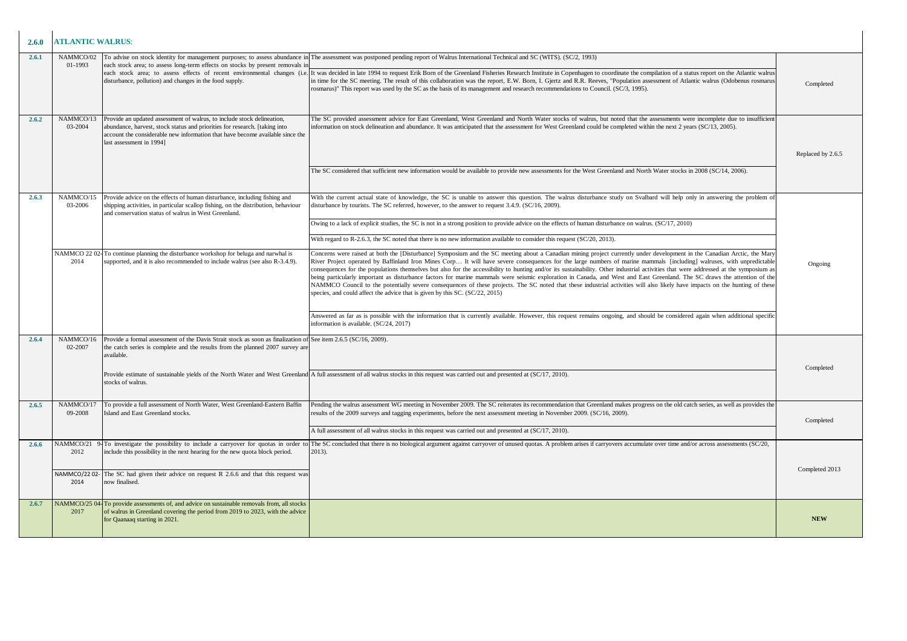| 2.6.0 | **ATLANTIC WALRUS**: | | | |
|---|---|---|---|---|
| 2.6.1 | NAMMCO/02 01-1993 | To advise on stock identity for management purposes; to assess abundance in each stock area; to assess long-term effects on stocks by present removals in each stock area; to assess effects of recent environmental changes (i.e. disturbance, pollution) and changes in the food supply. | The assessment was postponed pending report of Walrus International Technical and SC (WITS). (SC/2, 1993)<br><br>It was decided in late 1994 to request Erik Born of the Greenland Fisheries Research Institute in Copenhagen to coordinate the compilation of a status report on the Atlantic walrus in time for the SC meeting. The result of this collaboration was the report, E.W. Born, I. Gjertz and R.R. Reeves, "Population assessment of Atlantic walrus (Odobenus rosmarus rosmarus)" This report was used by the SC as the basis of its management and research recommendations to Council. (SC/3, 1995). | Completed |
| 2.6.2 | NAMMCO/13 03-2004 | Provide an updated assessment of walrus, to include stock delineation, abundance, harvest, stock status and priorities for research. [taking into account the considerable new information that have become available since the last assessment in 1994] | The SC provided assessment advice for East Greenland, West Greenland and North Water stocks of walrus, but noted that the assessments were incomplete due to insufficient information on stock delineation and abundance. It was anticipated that the assessment for West Greenland could be completed within the next 2 years (SC/13, 2005).<br><br>The SC considered that sufficient new information would be available to provide new assessments for the West Greenland and North Water stocks in 2008 (SC/14, 2006). | Replaced by 2.6.5 |
| 2.6.3 | NAMMCO/15 03-2006 | Provide advice on the effects of human disturbance, including fishing and shipping activities, in particular scallop fishing, on the distribution, behaviour and conservation status of walrus in West Greenland. | With the current actual state of knowledge, the SC is unable to answer this question. The walrus disturbance study on Svalbard will help only in answering the problem of disturbance by tourists. The SC referred, however, to the answer to request 3.4.9. (SC/16, 2009).<br><br>Owing to a lack of explicit studies, the SC is not in a strong position to provide advice on the effects of human disturbance on walrus. (SC/17, 2010)<br><br>With regard to R-2.6.3, the SC noted that there is no new information available to consider this request (SC/20, 2013). | Ongoing |
| | NAMMCO 22 02-2014 | To continue planning the disturbance workshop for beluga and narwhal is supported, and it is also recommended to include walrus (see also R-3.4.9). | Concerns were raised at both the [Disturbance] Symposium and the SC meeting about a Canadian mining project currently under development in the Canadian Arctic, the Mary River Project operated by Baffinland Iron Mines Corp… It will have severe consequences for the large numbers of marine mammals [including] walruses, with unpredictable consequences for the populations themselves but also for the accessibility to hunting and/or its sustainability. Other industrial activities that were addressed at the symposium as being particularly important as disturbance factors for marine mammals were seismic exploration in Canada, and West and East Greenland. The SC draws the attention of the NAMMCO Council to the potentially severe consequences of these projects. The SC noted that these industrial activities will also likely have impacts on the hunting of these species, and could affect the advice that is given by this SC. (SC/22, 2015)<br><br>Answered as far as is possible with the information that is currently available. However, this request remains ongoing, and should be considered again when additional specific information is available. (SC/24, 2017) | |
| 2.6.4 | NAMMCO/16 02-2007 | Provide a formal assessment of the Davis Strait stock as soon as finalization of the catch series is complete and the results from the planned 2007 survey are available. | See item 2.6.5 (SC/16, 2009). | Completed |
| | | Provide estimate of sustainable yields of the North Water and West Greenland stocks of walrus. | A full assessment of all walrus stocks in this request was carried out and presented at (SC/17, 2010). | |
| 2.6.5 | NAMMCO/17 09-2008 | To provide a full assessment of North Water, West Greenland-Eastern Baffin Island and East Greenland stocks. | Pending the walrus assessment WG meeting in November 2009. The SC reiterates its recommendation that Greenland makes progress on the old catch series, as well as provides the results of the 2009 surveys and tagging experiments, before the next assessment meeting in November 2009. (SC/16, 2009).<br><br>A full assessment of all walrus stocks in this request was carried out and presented at (SC/17, 2010). | Completed |
| 2.6.6 | NAMMCO/21 9-2012 | To investigate the possibility to include a carryover for quotas in order to include this possibility in the next hearing for the new quota block period. | The SC concluded that there is no biological argument against carryover of unused quotas. A problem arises if carryovers accumulate over time and/or across assessments (SC/20, 2013). | Completed 2013 |
| | NAMMCO/22 02-2014 | The SC had given their advice on request R 2.6.6 and that this request was now finalised. | | |
| 2.6.7 | NAMMCO/25 04-2017 | To provide assessments of, and advice on sustainable removals from, all stocks of walrus in Greenland covering the period from 2019 to 2023, with the advice for Qaanaaq starting in 2021. | | **NEW** |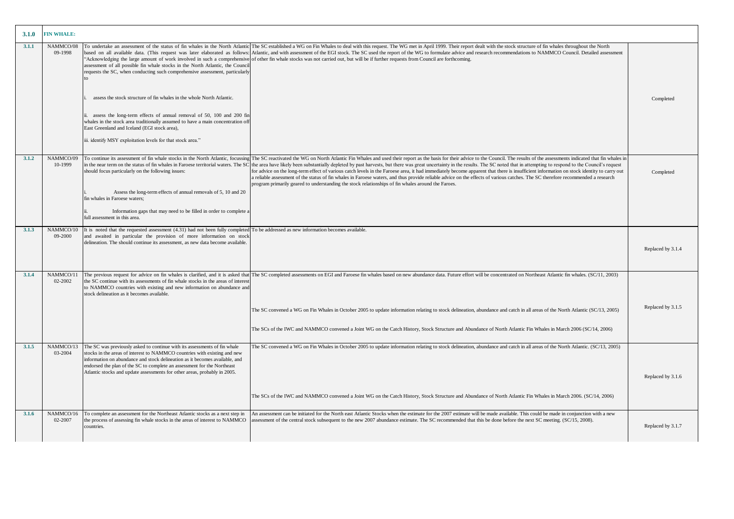| 3.1.0 | FIN WHALE: | | | |
|---|---|---|---|---|
| 3.1.1 | NAMMCO/08 09-1998 | To undertake an assessment of the status of fin whales in the North Atlantic based on all available data. (This request was later elaborated as follows: "Acknowledging the large amount of work involved in such a comprehensive assessment of all possible fin whale stocks in the North Atlantic, the Council requests the SC, when conducting such comprehensive assessment, particularly to<br><br>i. assess the stock structure of fin whales in the whole North Atlantic.<br><br>ii. assess the long-term effects of annual removal of 50, 100 and 200 fin whales in the stock area traditionally assumed to have a main concentration off East Greenland and Iceland (EGI stock area),<br><br>iii. identify MSY exploitation levels for that stock area." | The SC established a WG on Fin Whales to deal with this request. The WG met in April 1999. Their report dealt with the stock structure of fin whales throughout the North Atlantic, and with assessment of the EGI stock. The SC used the report of the WG to formulate advice and research recommendations to NAMMCO Council. Detailed assessment of other fin whale stocks was not carried out, but will be if further requests from Council are forthcoming. | Completed |
| 3.1.2 | NAMMCO/09 10-1999 | To continue its assessment of fin whale stocks in the North Atlantic, focussing in the near term on the status of fin whales in Faroese territorial waters. The SC should focus particularly on the following issues:<br><br>i. Assess the long-term effects of annual removals of 5, 10 and 20 fin whales in Faroese waters;<br><br>ii. Information gaps that may need to be filled in order to complete a full assessment in this area. | The SC reactivated the WG on North Atlantic Fin Whales and used their report as the basis for their advice to the Council. The results of the assessments indicated that fin whales in the area have likely been substantially depleted by past harvests, but there was great uncertainty in the results. The SC noted that in attempting to respond to the Council's request for advice on the long-term effect of various catch levels in the Faroese area, it had immediately become apparent that there is insufficient information on stock identity to carry out a reliable assessment of the status of fin whales in Faroese waters, and thus provide reliable advice on the effects of various catches. The SC therefore recommended a research program primarily geared to understanding the stock relationships of fin whales around the Faroes. | Completed |
| 3.1.3 | NAMMCO/10 09-2000 | It is noted that the requested assessment (4.31) had not been fully completed and awaited in particular the provision of more information on stock delineation. The should continue its assessment, as new data become available. | To be addressed as new information becomes available. | Replaced by 3.1.4 |
| 3.1.4 | NAMMCO/11 02-2002 | The previous request for advice on fin whales is clarified, and it is asked that the SC continue with its assessments of fin whale stocks in the areas of interest to NAMMCO countries with existing and new information on abundance and stock delineation as it becomes available. | The SC completed assessments on EGI and Faroese fin whales based on new abundance data. Future effort will be concentrated on Northeast Atlantic fin whales. (SC/11, 2003)<br><br>The SC convened a WG on Fin Whales in October 2005 to update information relating to stock delineation, abundance and catch in all areas of the North Atlantic (SC/13, 2005)<br><br>The SCs of the IWC and NAMMCO convened a Joint WG on the Catch History, Stock Structure and Abundance of North Atlantic Fin Whales in March 2006 (SC/14, 2006) | Replaced by 3.1.5 |
| 3.1.5 | NAMMCO/13 03-2004 | The SC was previously asked to continue with its assessments of fin whale stocks in the areas of interest to NAMMCO countries with existing and new information on abundance and stock delineation as it becomes available, and endorsed the plan of the SC to complete an assessment for the Northeast Atlantic stocks and update assessments for other areas, probably in 2005. | The SC convened a WG on Fin Whales in October 2005 to update information relating to stock delineation, abundance and catch in all areas of the North Atlantic. (SC/13, 2005)<br><br>The SCs of the IWC and NAMMCO convened a Joint WG on the Catch History, Stock Structure and Abundance of North Atlantic Fin Whales in March 2006. (SC/14, 2006) | Replaced by 3.1.6 |
| 3.1.6 | NAMMCO/16 02-2007 | To complete an assessment for the Northeast Atlantic stocks as a next step in the process of assessing fin whale stocks in the areas of interest to NAMMCO countries. | An assessment can be initiated for the North east Atlantic Stocks when the estimate for the 2007 estimate will be made available. This could be made in conjunction with a new assessment of the central stock subsequent to the new 2007 abundance estimate. The SC recommended that this be done before the next SC meeting. (SC/15, 2008). | Replaced by 3.1.7 |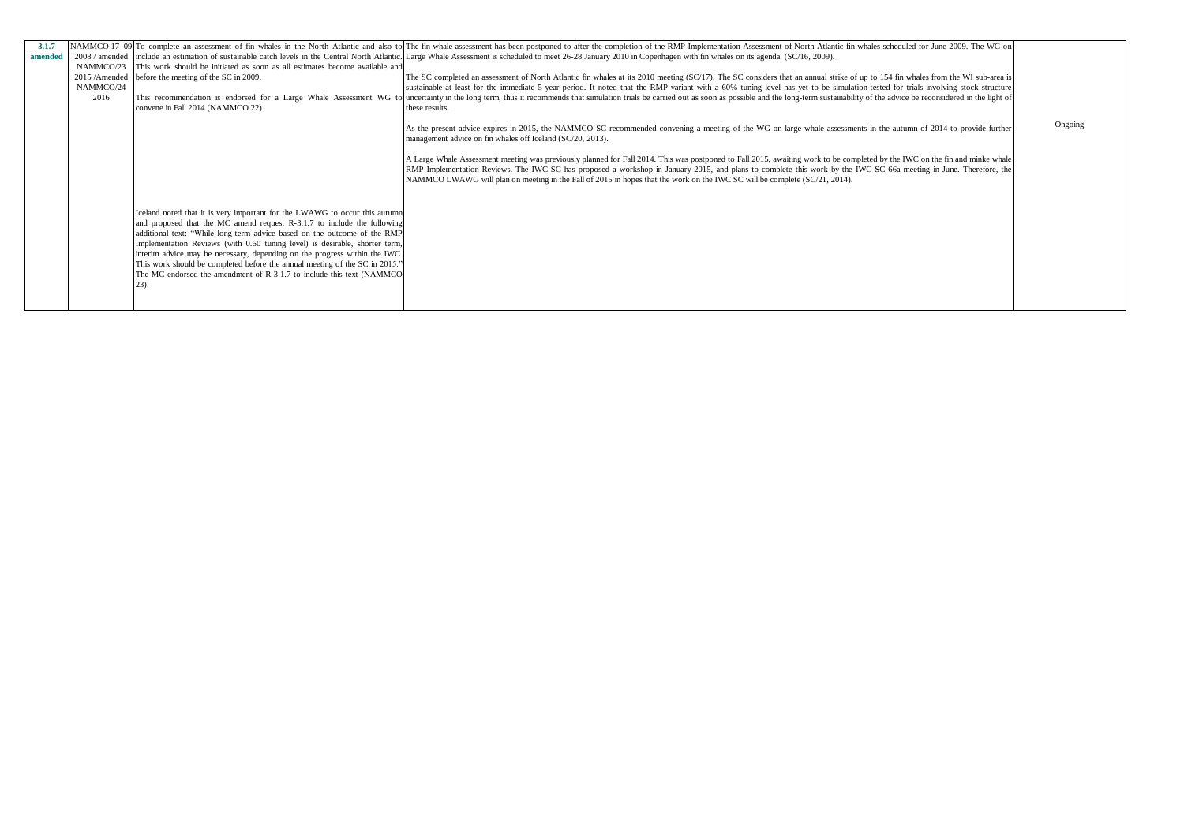| 3.1.7 amended | NAMMCO 17 09-2008 / amended NAMMCO/23 2015 /Amended NAMMCO/24 2016 | To complete an assessment of fin whales in the North Atlantic and also to include an estimation of sustainable catch levels in the Central North Atlantic. This work should be initiated as soon as all estimates become available and before the meeting of the SC in 2009.<br><br>This recommendation is endorsed for a Large Whale Assessment WG to convene in Fall 2014 (NAMMCO 22).<br><br>Iceland noted that it is very important for the LWAWG to occur this autumn and proposed that the MC amend request R-3.1.7 to include the following additional text: "While long-term advice based on the outcome of the RMP Implementation Reviews (with 0.60 tuning level) is desirable, shorter term, interim advice may be necessary, depending on the progress within the IWC. This work should be completed before the annual meeting of the SC in 2015." The MC endorsed the amendment of R-3.1.7 to include this text (NAMMCO 23). | The fin whale assessment has been postponed to after the completion of the RMP Implementation Assessment of North Atlantic fin whales scheduled for June 2009. The WG on Large Whale Assessment is scheduled to meet 26-28 January 2010 in Copenhagen with fin whales on its agenda. (SC/16, 2009).<br><br>The SC completed an assessment of North Atlantic fin whales at its 2010 meeting (SC/17). The SC considers that an annual strike of up to 154 fin whales from the WI sub-area is sustainable at least for the immediate 5-year period. It noted that the RMP-variant with a 60% tuning level has yet to be simulation-tested for trials involving stock structure uncertainty in the long term, thus it recommends that simulation trials be carried out as soon as possible and the long-term sustainability of the advice be reconsidered in the light of these results.<br><br>As the present advice expires in 2015, the NAMMCO SC recommended convening a meeting of the WG on large whale assessments in the autumn of 2014 to provide further management advice on fin whales off Iceland (SC/20, 2013).<br><br>A Large Whale Assessment meeting was previously planned for Fall 2014. This was postponed to Fall 2015, awaiting work to be completed by the IWC on the fin and minke whale RMP Implementation Reviews. The IWC SC has proposed a workshop in January 2015, and plans to complete this work by the IWC SC 66a meeting in June. Therefore, the NAMMCO LWAWG will plan on meeting in the Fall of 2015 in hopes that the work on the IWC SC will be complete (SC/21, 2014). | Ongoing |
|---|---|---|---|---|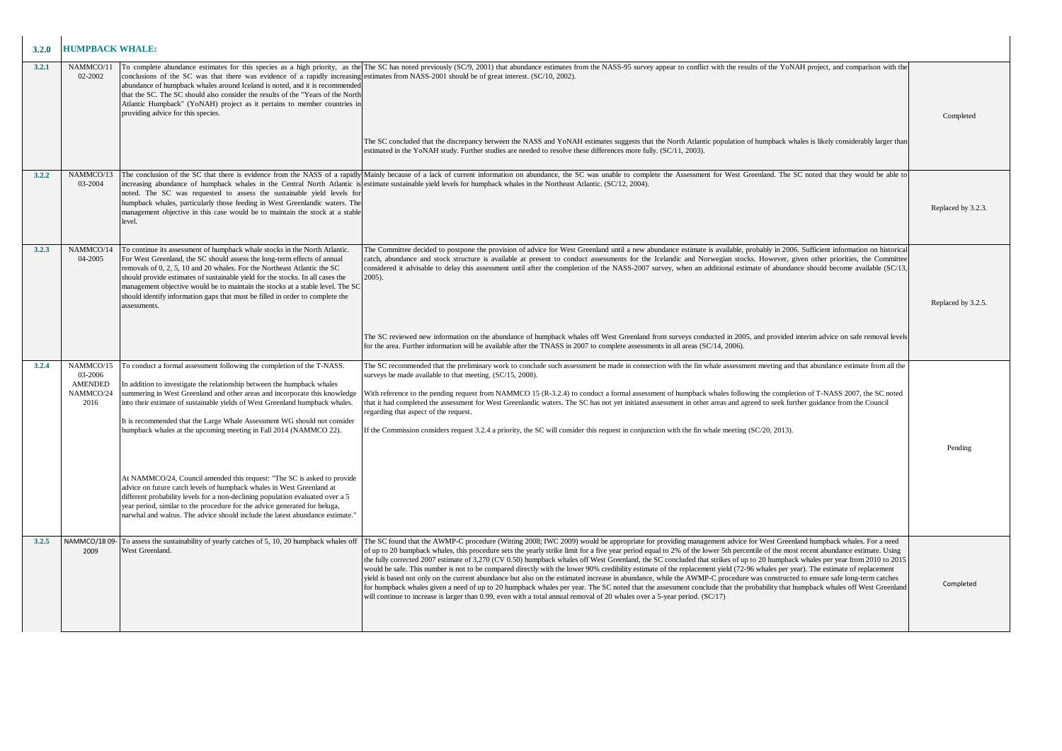| 3.2.0 | **HUMPBACK WHALE:** | | | |
|---|---|---|---|---|
| 3.2.1 | NAMMCO/11 02-2002 | To complete abundance estimates for this species as a high priority, as the conclusions of the SC was that there was evidence of a rapidly increasing abundance of humpback whales around Iceland is noted, and it is recommended that the SC. The SC should also consider the results of the "Years of the North Atlantic Humpback" (YoNAH) project as it pertains to member countries in providing advice for this species. | The SC has noted previously (SC/9, 2001) that abundance estimates from the NASS-95 survey appear to conflict with the results of the YoNAH project, and comparison with the estimates from NASS-2001 should be of great interest. (SC/10, 2002).<br><br>The SC concluded that the discrepancy between the NASS and YoNAH estimates suggests that the North Atlantic population of humpback whales is likely considerably larger than estimated in the YoNAH study. Further studies are needed to resolve these differences more fully. (SC/11, 2003). | Completed |
| 3.2.2 | NAMMCO/13 03-2004 | The conclusion of the SC that there is evidence from the NASS of a rapidly increasing abundance of humpback whales in the Central North Atlantic is noted. The SC was requested to assess the sustainable yield levels for humpback whales, particularly those feeding in West Greenlandic waters. The management objective in this case would be to maintain the stock at a stable level. | Mainly because of a lack of current information on abundance, the SC was unable to complete the Assessment for West Greenland. The SC noted that they would be able to estimate sustainable yield levels for humpback whales in the Northeast Atlantic. (SC/12, 2004). | Replaced by 3.2.3. |
| 3.2.3 | NAMMCO/14 04-2005 | To continue its assessment of humpback whale stocks in the North Atlantic. For West Greenland, the SC should assess the long-term effects of annual removals of 0, 2, 5, 10 and 20 whales. For the Northeast Atlantic the SC should provide estimates of sustainable yield for the stocks. In all cases the management objective would be to maintain the stocks at a stable level. The SC should identify information gaps that must be filled in order to complete the assessments. | The Committee decided to postpone the provision of advice for West Greenland until a new abundance estimate is available, probably in 2006. Sufficient information on historical catch, abundance and stock structure is available at present to conduct assessments for the Icelandic and Norwegian stocks. However, given other priorities, the Committee considered it advisable to delay this assessment until after the completion of the NASS-2007 survey, when an additional estimate of abundance should become available (SC/13, 2005).<br><br>The SC reviewed new information on the abundance of humpback whales off West Greenland from surveys conducted in 2005, and provided interim advice on safe removal levels for the area. Further information will be available after the TNASS in 2007 to complete assessments in all areas (SC/14, 2006). | Replaced by 3.2.5. |
| 3.2.4 | NAMMCO/15 03-2006 AMENDED NAMMCO/24 2016 | To conduct a formal assessment following the completion of the T-NASS.<br><br>In addition to investigate the relationship between the humpback whales summering in West Greenland and other areas and incorporate this knowledge into their estimate of sustainable yields of West Greenland humpback whales.<br><br>It is recommended that the Large Whale Assessment WG should not consider humpback whales at the upcoming meeting in Fall 2014 (NAMMCO 22).<br><br>At NAMMCO/24, Council amended this request: "The SC is asked to provide advice on future catch levels of humpback whales in West Greenland at different probability levels for a non-declining population evaluated over a 5 year period, similar to the procedure for the advice generated for beluga, narwhal and walrus. The advice should include the latest abundance estimate." | The SC recommended that the preliminary work to conclude such assessment be made in connection with the fin whale assessment meeting and that abundance estimate from all the surveys be made available to that meeting. (SC/15, 2008).<br><br>With reference to the pending request from NAMMCO 15 (R-3.2.4) to conduct a formal assessment of humpback whales following the completion of T-NASS 2007, the SC noted that it had completed the assessment for West Greenlandic waters. The SC has not yet initiated assessment in other areas and agreed to seek further guidance from the Council regarding that aspect of the request.<br><br>If the Commission considers request 3.2.4 a priority, the SC will consider this request in conjunction with the fin whale meeting (SC/20, 2013). | Pending |
| 3.2.5 | NAMMCO/18 09-2009 | To assess the sustainability of yearly catches of 5, 10, 20 humpback whales off West Greenland. | The SC found that the AWMP-C procedure (Witting 2008; IWC 2009) would be appropriate for providing management advice for West Greenland humpback whales. For a need of up to 20 humpback whales, this procedure sets the yearly strike limit for a five year period equal to 2% of the lower 5th percentile of the most recent abundance estimate. Using the fully corrected 2007 estimate of 3,270 (CV 0.50) humpback whales off West Greenland, the SC concluded that strikes of up to 20 humpback whales per year from 2010 to 2015 would be safe. This number is not to be compared directly with the lower 90% credibility estimate of the replacement yield (72-96 whales per year). The estimate of replacement yield is based not only on the current abundance but also on the estimated increase in abundance, while the AWMP-C procedure was constructed to ensure safe long-term catches for humpback whales given a need of up to 20 humpback whales per year. The SC noted that the assessment conclude that the probability that humpback whales off West Greenland will continue to increase is larger than 0.99, even with a total annual removal of 20 whales over a 5-year period. (SC/17) | Completed |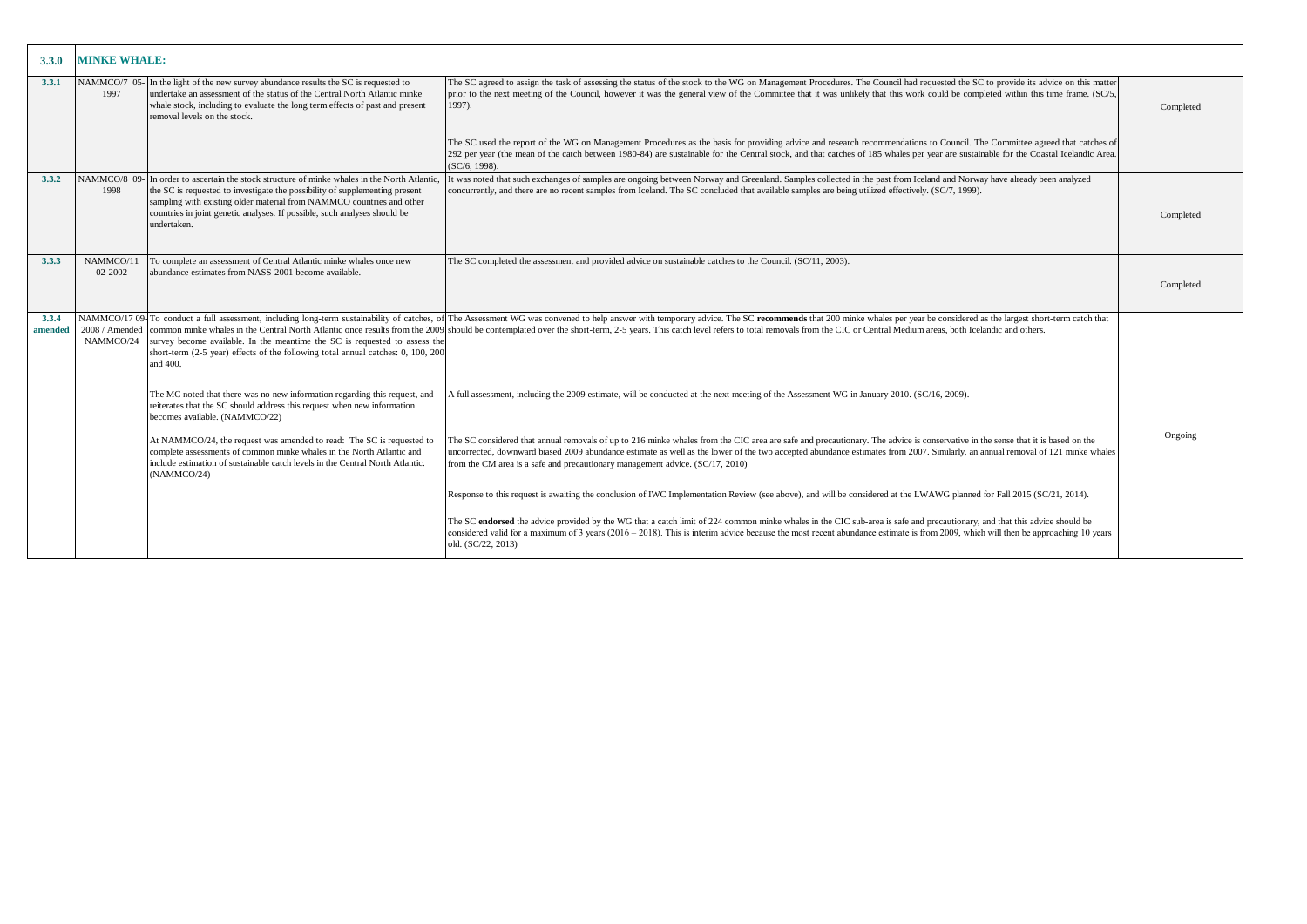| 3.3.0 | MINKE WHALE: | | | |
|---|---|---|---|---|
| 3.3.1 | NAMMCO/7 05-1997 | In the light of the new survey abundance results the SC is requested to undertake an assessment of the status of the Central North Atlantic minke whale stock, including to evaluate the long term effects of past and present removal levels on the stock. | The SC agreed to assign the task of assessing the status of the stock to the WG on Management Procedures. The Council had requested the SC to provide its advice on this matter prior to the next meeting of the Council, however it was the general view of the Committee that it was unlikely that this work could be completed within this time frame. (SC/5, 1997).<br><br>The SC used the report of the WG on Management Procedures as the basis for providing advice and research recommendations to Council. The Committee agreed that catches of 292 per year (the mean of the catch between 1980-84) are sustainable for the Central stock, and that catches of 185 whales per year are sustainable for the Coastal Icelandic Area. (SC/6, 1998). | Completed |
| 3.3.2 | NAMMCO/8 09-1998 | In order to ascertain the stock structure of minke whales in the North Atlantic, the SC is requested to investigate the possibility of supplementing present sampling with existing older material from NAMMCO countries and other countries in joint genetic analyses. If possible, such analyses should be undertaken. | It was noted that such exchanges of samples are ongoing between Norway and Greenland. Samples collected in the past from Iceland and Norway have already been analyzed concurrently, and there are no recent samples from Iceland. The SC concluded that available samples are being utilized effectively. (SC/7, 1999). | Completed |
| 3.3.3 | NAMMCO/11 02-2002 | To complete an assessment of Central Atlantic minke whales once new abundance estimates from NASS-2001 become available. | The SC completed the assessment and provided advice on sustainable catches to the Council. (SC/11, 2003). | Completed |
| 3.3.4 amended | NAMMCO/17 09-2008 / Amended NAMMCO/24 | To conduct a full assessment, including long-term sustainability of catches, of common minke whales in the Central North Atlantic once results from the 2009 survey become available. In the meantime the SC is requested to assess the short-term (2-5 year) effects of the following total annual catches: 0, 100, 200 and 400.<br><br>The MC noted that there was no new information regarding this request, and reiterates that the SC should address this request when new information becomes available. (NAMMCO/22)<br><br>At NAMMCO/24, the request was amended to read: The SC is requested to complete assessments of common minke whales in the North Atlantic and include estimation of sustainable catch levels in the Central North Atlantic. (NAMMCO/24) | The Assessment WG was convened to help answer with temporary advice. The SC **recommends** that 200 minke whales per year be considered as the largest short-term catch that should be contemplated over the short-term, 2-5 years. This catch level refers to total removals from the CIC or Central Medium areas, both Icelandic and others.<br><br>A full assessment, including the 2009 estimate, will be conducted at the next meeting of the Assessment WG in January 2010. (SC/16, 2009).<br><br>The SC considered that annual removals of up to 216 minke whales from the CIC area are safe and precautionary. The advice is conservative in the sense that it is based on the uncorrected, downward biased 2009 abundance estimate as well as the lower of the two accepted abundance estimates from 2007. Similarly, an annual removal of 121 minke whales from the CM area is a safe and precautionary management advice. (SC/17, 2010)<br><br>Response to this request is awaiting the conclusion of IWC Implementation Review (see above), and will be considered at the LWAWG planned for Fall 2015 (SC/21, 2014).<br><br>The SC **endorsed** the advice provided by the WG that a catch limit of 224 common minke whales in the CIC sub-area is safe and precautionary, and that this advice should be considered valid for a maximum of 3 years (2016 – 2018). This is interim advice because the most recent abundance estimate is from 2009, which will then be approaching 10 years old. (SC/22, 2013) | Ongoing |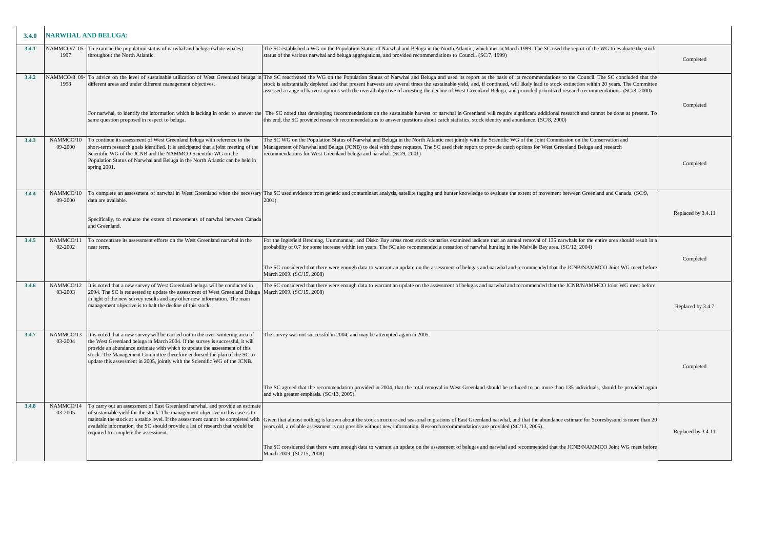| 3.4.0 | NARWHAL AND BELUGA: | | | |
|---|---|---|---|---|
| 3.4.1 | NAMMCO/7 05-1997 | To examine the population status of narwhal and beluga (white whales) throughout the North Atlantic. | The SC established a WG on the Population Status of Narwhal and Beluga in the North Atlantic, which met in March 1999. The SC used the report of the WG to evaluate the stock status of the various narwhal and beluga aggregations, and provided recommendations to Council. (SC/7, 1999) | Completed |
| 3.4.2 | NAMMCO/8 09-1998 | To advice on the level of sustainable utilization of West Greenland beluga in different areas and under different management objectives.<br><br>For narwhal, to identify the information which is lacking in order to answer the same question proposed in respect to beluga. | The SC reactivated the WG on the Population Status of Narwhal and Beluga and used its report as the basis of its recommendations to the Council. The SC concluded that the stock is substantially depleted and that present harvests are several times the sustainable yield, and, if continued, will likely lead to stock extinction within 20 years. The Committee assessed a range of harvest options with the overall objective of arresting the decline of West Greenland Beluga, and provided prioritized research recommendations. (SC/8, 2000)<br><br>The SC noted that developing recommendations on the sustainable harvest of narwhal in Greenland will require significant additional research and cannot be done at present. To this end, the SC provided research recommendations to answer questions about catch statistics, stock identity and abundance. (SC/8, 2000) | Completed |
| 3.4.3 | NAMMCO/10 09-2000 | To continue its assessment of West Greenland beluga with reference to the short-term research goals identified. It is anticipated that a joint meeting of the Scientific WG of the JCNB and the NAMMCO Scientific WG on the Population Status of Narwhal and Beluga in the North Atlantic can be held in spring 2001. | The SC WG on the Population Status of Narwhal and Beluga in the North Atlantic met jointly with the Scientific WG of the Joint Commission on the Conservation and Management of Narwhal and Beluga (JCNB) to deal with these requests. The SC used their report to provide catch options for West Greenland Beluga and research recommendations for West Greenland beluga and narwhal. (SC/9, 2001) | Completed |
| 3.4.4 | NAMMCO/10 09-2000 | To complete an assessment of narwhal in West Greenland when the necessary data are available.<br><br>Specifically, to evaluate the extent of movements of narwhal between Canada and Greenland. | The SC used evidence from genetic and contaminant analysis, satellite tagging and hunter knowledge to evaluate the extent of movement between Greenland and Canada. (SC/9, 2001) | Replaced by 3.4.11 |
| 3.4.5 | NAMMCO/11 02-2002 | To concentrate its assessment efforts on the West Greenland narwhal in the near term. | For the Inglefield Bredning, Uummannaq, and Disko Bay areas most stock scenarios examined indicate that an annual removal of 135 narwhals for the entire area should result in a probability of 0.7 for some increase within ten years. The SC also recommended a cessation of narwhal hunting in the Melville Bay area. (SC/12, 2004)<br><br>The SC considered that there were enough data to warrant an update on the assessment of belugas and narwhal and recommended that the JCNB/NAMMCO Joint WG meet before March 2009. (SC/15, 2008) | Completed |
| 3.4.6 | NAMMCO/12 03-2003 | It is noted that a new survey of West Greenland beluga will be conducted in 2004. The SC is requested to update the assessment of West Greenland Beluga in light of the new survey results and any other new information. The main management objective is to halt the decline of this stock. | The SC considered that there were enough data to warrant an update on the assessment of belugas and narwhal and recommended that the JCNB/NAMMCO Joint WG meet before March 2009. (SC/15, 2008) | Replaced by 3.4.7 |
| 3.4.7 | NAMMCO/13 03-2004 | It is noted that a new survey will be carried out in the over-wintering area of the West Greenland beluga in March 2004. If the survey is successful, it will provide an abundance estimate with which to update the assessment of this stock. The Management Committee therefore endorsed the plan of the SC to update this assessment in 2005, jointly with the Scientific WG of the JCNB. | The survey was not successful in 2004, and may be attempted again in 2005.<br><br>The SC agreed that the recommendation provided in 2004, that the total removal in West Greenland should be reduced to no more than 135 individuals, should be provided again and with greater emphasis. (SC/13, 2005) | Completed |
| 3.4.8 | NAMMCO/14 03-2005 | To carry out an assessment of East Greenland narwhal, and provide an estimate of sustainable yield for the stock. The management objective in this case is to maintain the stock at a stable level. If the assessment cannot be completed with available information, the SC should provide a list of research that would be required to complete the assessment. | Given that almost nothing is known about the stock structure and seasonal migrations of East Greenland narwhal, and that the abundance estimate for Scoresbysund is more than 20 years old, a reliable assessment is not possible without new information. Research recommendations are provided (SC/13, 2005).<br><br>The SC considered that there were enough data to warrant an update on the assessment of belugas and narwhal and recommended that the JCNB/NAMMCO Joint WG meet before March 2009. (SC/15, 2008) | Replaced by 3.4.11 |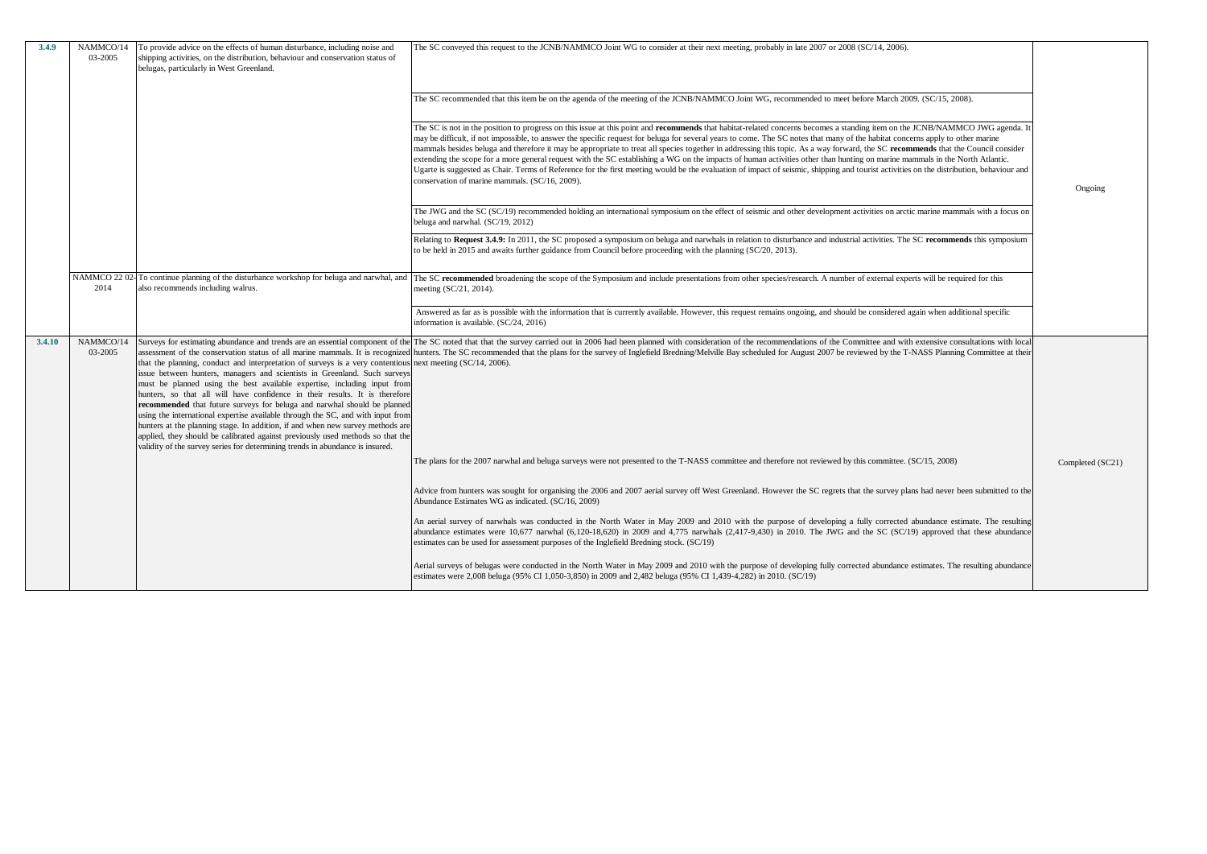| | | | | |
|---|---|---|---|---|
| **3.4.9** | NAMMCO/14 03-2005 | To provide advice on the effects of human disturbance, including noise and shipping activities, on the distribution, behaviour and conservation status of belugas, particularly in West Greenland. | The SC conveyed this request to the JCNB/NAMMCO Joint WG to consider at their next meeting, probably in late 2007 or 2008 (SC/14, 2006). | Ongoing |
| | | | The SC recommended that this item be on the agenda of the meeting of the JCNB/NAMMCO Joint WG, recommended to meet before March 2009. (SC/15, 2008). | |
| | | | The SC is not in the position to progress on this issue at this point and **recommends** that habitat-related concerns becomes a standing item on the JCNB/NAMMCO JWG agenda. It may be difficult, if not impossible, to answer the specific request for beluga for several years to come. The SC notes that many of the habitat concerns apply to other marine mammals besides beluga and therefore it may be appropriate to treat all species together in addressing this topic. As a way forward, the SC **recommends** that the Council consider extending the scope for a more general request with the SC establishing a WG on the impacts of human activities other than hunting on marine mammals in the North Atlantic. Ugarte is suggested as Chair. Terms of Reference for the first meeting would be the evaluation of impact of seismic, shipping and tourist activities on the distribution, behaviour and conservation of marine mammals. (SC/16, 2009). | |
| | | | The JWG and the SC (SC/19) recommended holding an international symposium on the effect of seismic and other development activities on arctic marine mammals with a focus on beluga and narwhal. (SC/19, 2012) | |
| | | | Relating to **Request 3.4.9:** In 2011, the SC proposed a symposium on beluga and narwhals in relation to disturbance and industrial activities. The SC **recommends** this symposium to be held in 2015 and awaits further guidance from Council before proceeding with the planning (SC/20, 2013). | |
| | NAMMCO 22 02-2014 | To continue planning of the disturbance workshop for beluga and narwhal, and also recommends including walrus. | The SC **recommended** broadening the scope of the Symposium and include presentations from other species/research. A number of external experts will be required for this meeting (SC/21, 2014). | |
| | | | Answered as far as is possible with the information that is currently available. However, this request remains ongoing, and should be considered again when additional specific information is available. (SC/24, 2016) | |
| **3.4.10** | NAMMCO/14 03-2005 | Surveys for estimating abundance and trends are an essential component of the assessment of the conservation status of all marine mammals. It is recognized that the planning, conduct and interpretation of surveys is a very contentious issue between hunters, managers and scientists in Greenland. Such surveys must be planned using the best available expertise, including input from hunters, so that all will have confidence in their results. It is therefore **recommended** that future surveys for beluga and narwhal should be planned using the international expertise available through the SC, and with input from hunters at the planning stage. In addition, if and when new survey methods are applied, they should be calibrated against previously used methods so that the validity of the survey series for determining trends in abundance is insured. | The SC noted that that the survey carried out in 2006 had been planned with consideration of the recommendations of the Committee and with extensive consultations with local hunters. The SC recommended that the plans for the survey of Inglefield Bredning/Melville Bay scheduled for August 2007 be reviewed by the T-NASS Planning Committee at their next meeting (SC/14, 2006). | Completed (SC21) |
| | | | The plans for the 2007 narwhal and beluga surveys were not presented to the T-NASS committee and therefore not reviewed by this committee. (SC/15, 2008) | |
| | | | Advice from hunters was sought for organising the 2006 and 2007 aerial survey off West Greenland. However the SC regrets that the survey plans had never been submitted to the Abundance Estimates WG as indicated. (SC/16, 2009) | |
| | | | An aerial survey of narwhals was conducted in the North Water in May 2009 and 2010 with the purpose of developing a fully corrected abundance estimate. The resulting abundance estimates were 10,677 narwhal (6,120-18,620) in 2009 and 4,775 narwhals (2,417-9,430) in 2010. The JWG and the SC (SC/19) approved that these abundance estimates can be used for assessment purposes of the Inglefield Bredning stock. (SC/19) | |
| | | | Aerial surveys of belugas were conducted in the North Water in May 2009 and 2010 with the purpose of developing fully corrected abundance estimates. The resulting abundance estimates were 2,008 beluga (95% CI 1,050-3,850) in 2009 and 2,482 beluga (95% CI 1,439-4,282) in 2010. (SC/19) | |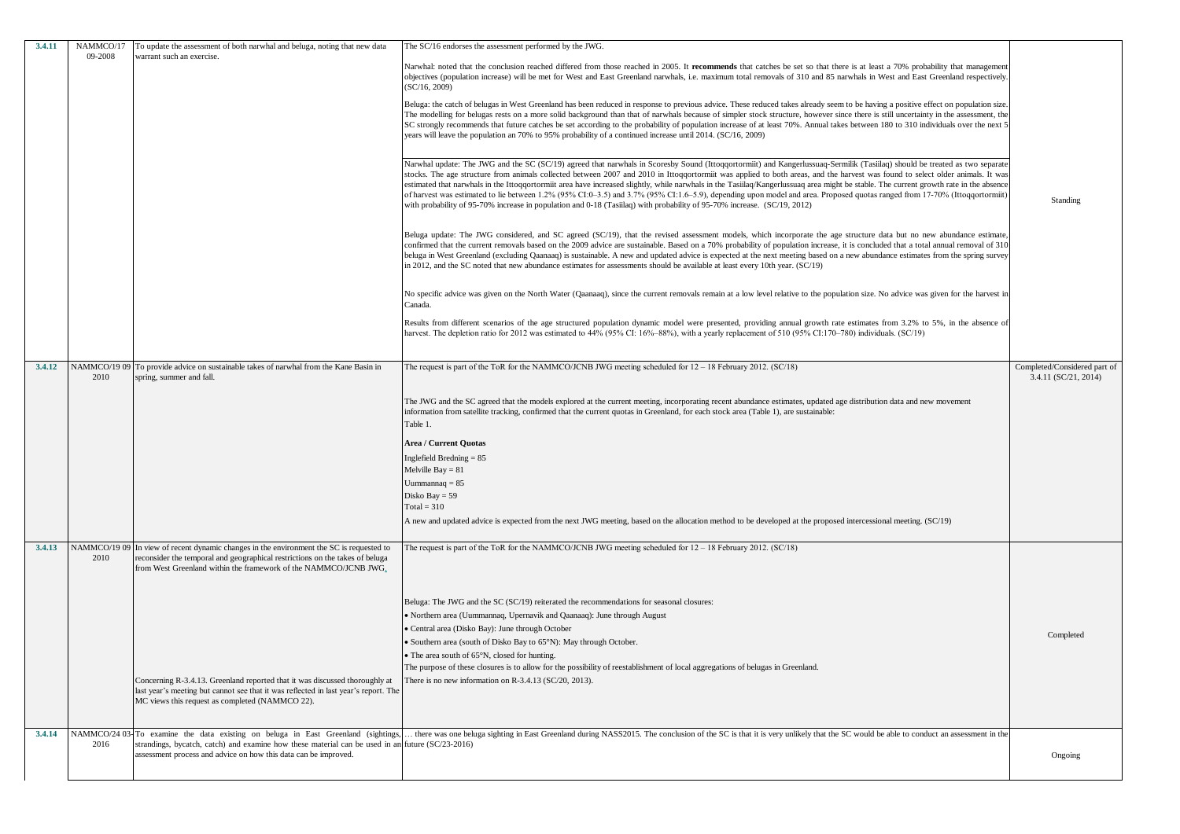| | | | | |
|---|---|---|---|---|
| **3.4.11** | NAMMCO/17 09-2008 | To update the assessment of both narwhal and beluga, noting that new data warrant such an exercise. | The SC/16 endorses the assessment performed by the JWG.<br><br>Narwhal: noted that the conclusion reached differed from those reached in 2005. It **recommends** that catches be set so that there is at least a 70% probability that management objectives (population increase) will be met for West and East Greenland narwhals, i.e. maximum total removals of 310 and 85 narwhals in West and East Greenland respectively. (SC/16, 2009)<br><br>Beluga: the catch of belugas in West Greenland has been reduced in response to previous advice. These reduced takes already seem to be having a positive effect on population size. The modelling for belugas rests on a more solid background than that of narwhals because of simpler stock structure, however since there is still uncertainty in the assessment, the SC strongly recommends that future catches be set according to the probability of population increase of at least 70%. Annual takes between 180 to 310 individuals over the next 5 years will leave the population an 70% to 95% probability of a continued increase until 2014. (SC/16, 2009)<br><br>Narwhal update: The JWG and the SC (SC/19) agreed that narwhals in Scoresby Sound (Ittoqqortormiit) and Kangerlussuaq-Sermilik (Tasiilaq) should be treated as two separate stocks. The age structure from animals collected between 2007 and 2010 in Ittoqqortormiit was applied to both areas, and the harvest was found to select older animals. It was estimated that narwhals in the Ittoqqortormiit area have increased slightly, while narwhals in the Tasiilaq/Kangerlussuaq area might be stable. The current growth rate in the absence of harvest was estimated to lie between 1.2% (95% CI:0–3.5) and 3.7% (95% CI:1.6–5.9), depending upon model and area. Proposed quotas ranged from 17-70% (Ittoqqortormiit) with probability of 95-70% increase in population and 0-18 (Tasiilaq) with probability of 95-70% increase. (SC/19, 2012)<br><br>Beluga update: The JWG considered, and SC agreed (SC/19), that the revised assessment models, which incorporate the age structure data but no new abundance estimate, confirmed that the current removals based on the 2009 advice are sustainable. Based on a 70% probability of population increase, it is concluded that a total annual removal of 310 beluga in West Greenland (excluding Qaanaaq) is sustainable. A new and updated advice is expected at the next meeting based on a new abundance estimates from the spring survey in 2012, and the SC noted that new abundance estimates for assessments should be available at least every 10th year. (SC/19)<br><br>No specific advice was given on the North Water (Qaanaaq), since the current removals remain at a low level relative to the population size. No advice was given for the harvest in Canada.<br><br>Results from different scenarios of the age structured population dynamic model were presented, providing annual growth rate estimates from 3.2% to 5%, in the absence of harvest. The depletion ratio for 2012 was estimated to 44% (95% CI: 16%–88%), with a yearly replacement of 510 (95% CI:170–780) individuals. (SC/19) | Standing |
| **3.4.12** | NAMMCO/19 09 2010 | To provide advice on sustainable takes of narwhal from the Kane Basin in spring, summer and fall. | The request is part of the ToR for the NAMMCO/JCNB JWG meeting scheduled for 12 – 18 February 2012. (SC/18)<br><br>The JWG and the SC agreed that the models explored at the current meeting, incorporating recent abundance estimates, updated age distribution data and new movement information from satellite tracking, confirmed that the current quotas in Greenland, for each stock area (Table 1), are sustainable:<br>Table 1.<br><br>**Area / Current Quotas**<br>Inglefield Bredning = 85<br>Melville Bay = 81<br>Uummannaq = 85<br>Disko Bay = 59<br>Total = 310<br><br>A new and updated advice is expected from the next JWG meeting, based on the allocation method to be developed at the proposed intercessional meeting. (SC/19) | Completed/Considered part of 3.4.11 (SC/21, 2014) |
| **3.4.13** | NAMMCO/19 09 2010 | In view of recent dynamic changes in the environment the SC is requested to reconsider the temporal and geographical restrictions on the takes of beluga from West Greenland within the framework of the NAMMCO/JCNB JWG.<br><br>Concerning R-3.4.13. Greenland reported that it was discussed thoroughly at last year's meeting but cannot see that it was reflected in last year's report. The MC views this request as completed (NAMMCO 22). | The request is part of the ToR for the NAMMCO/JCNB JWG meeting scheduled for 12 – 18 February 2012. (SC/18)<br><br>Beluga: The JWG and the SC (SC/19) reiterated the recommendations for seasonal closures:<br>• Northern area (Uummannaq, Upernavik and Qaanaaq): June through August<br>• Central area (Disko Bay): June through October<br>• Southern area (south of Disko Bay to 65°N): May through October.<br>• The area south of 65°N, closed for hunting.<br>The purpose of these closures is to allow for the possibility of reestablishment of local aggregations of belugas in Greenland.<br>There is no new information on R-3.4.13 (SC/20, 2013). | Completed |
| **3.4.14** | NAMMCO/24 03-2016 | To examine the data existing on beluga in East Greenland (sightings, strandings, bycatch, catch) and examine how these material can be used in an assessment process and advice on how this data can be improved. | … there was one beluga sighting in East Greenland during NASS2015. The conclusion of the SC is that it is very unlikely that the SC would be able to conduct an assessment in the future (SC/23-2016) | Ongoing |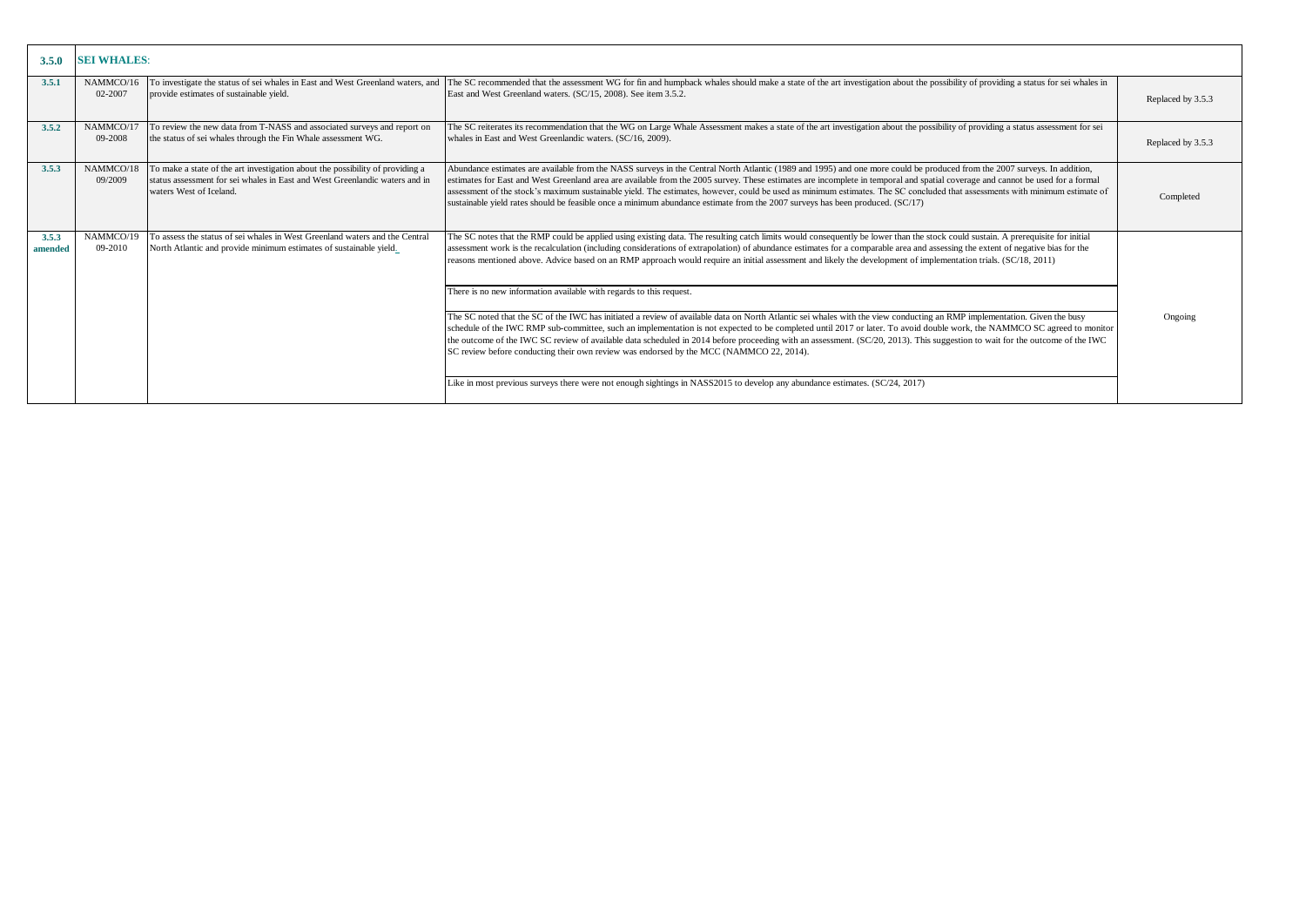| 3.5.0 | SEI WHALES: | | | |
|---|---|---|---|---|
| 3.5.1 | NAMMCO/16 02-2007 | To investigate the status of sei whales in East and West Greenland waters, and provide estimates of sustainable yield. | The SC recommended that the assessment WG for fin and humpback whales should make a state of the art investigation about the possibility of providing a status for sei whales in East and West Greenland waters. (SC/15, 2008). See item 3.5.2. | Replaced by 3.5.3 |
| 3.5.2 | NAMMCO/17 09-2008 | To review the new data from T-NASS and associated surveys and report on the status of sei whales through the Fin Whale assessment WG. | The SC reiterates its recommendation that the WG on Large Whale Assessment makes a state of the art investigation about the possibility of providing a status assessment for sei whales in East and West Greenlandic waters. (SC/16, 2009). | Replaced by 3.5.3 |
| 3.5.3 | NAMMCO/18 09/2009 | To make a state of the art investigation about the possibility of providing a status assessment for sei whales in East and West Greenlandic waters and in waters West of Iceland. | Abundance estimates are available from the NASS surveys in the Central North Atlantic (1989 and 1995) and one more could be produced from the 2007 surveys. In addition, estimates for East and West Greenland area are available from the 2005 survey. These estimates are incomplete in temporal and spatial coverage and cannot be used for a formal assessment of the stock's maximum sustainable yield. The estimates, however, could be used as minimum estimates. The SC concluded that assessments with minimum estimate of sustainable yield rates should be feasible once a minimum abundance estimate from the 2007 surveys has been produced. (SC/17) | Completed |
| 3.5.3 amended | NAMMCO/19 09-2010 | To assess the status of sei whales in West Greenland waters and the Central North Atlantic and provide minimum estimates of sustainable yield. | The SC notes that the RMP could be applied using existing data. The resulting catch limits would consequently be lower than the stock could sustain. A prerequisite for initial assessment work is the recalculation (including considerations of extrapolation) of abundance estimates for a comparable area and assessing the extent of negative bias for the reasons mentioned above. Advice based on an RMP approach would require an initial assessment and likely the development of implementation trials. (SC/18, 2011)<br><br>There is no new information available with regards to this request.<br><br>The SC noted that the SC of the IWC has initiated a review of available data on North Atlantic sei whales with the view conducting an RMP implementation. Given the busy schedule of the IWC RMP sub-committee, such an implementation is not expected to be completed until 2017 or later. To avoid double work, the NAMMCO SC agreed to monitor the outcome of the IWC SC review of available data scheduled in 2014 before proceeding with an assessment. (SC/20, 2013). This suggestion to wait for the outcome of the IWC SC review before conducting their own review was endorsed by the MCC (NAMMCO 22, 2014).<br><br>Like in most previous surveys there were not enough sightings in NASS2015 to develop any abundance estimates. (SC/24, 2017) | Ongoing |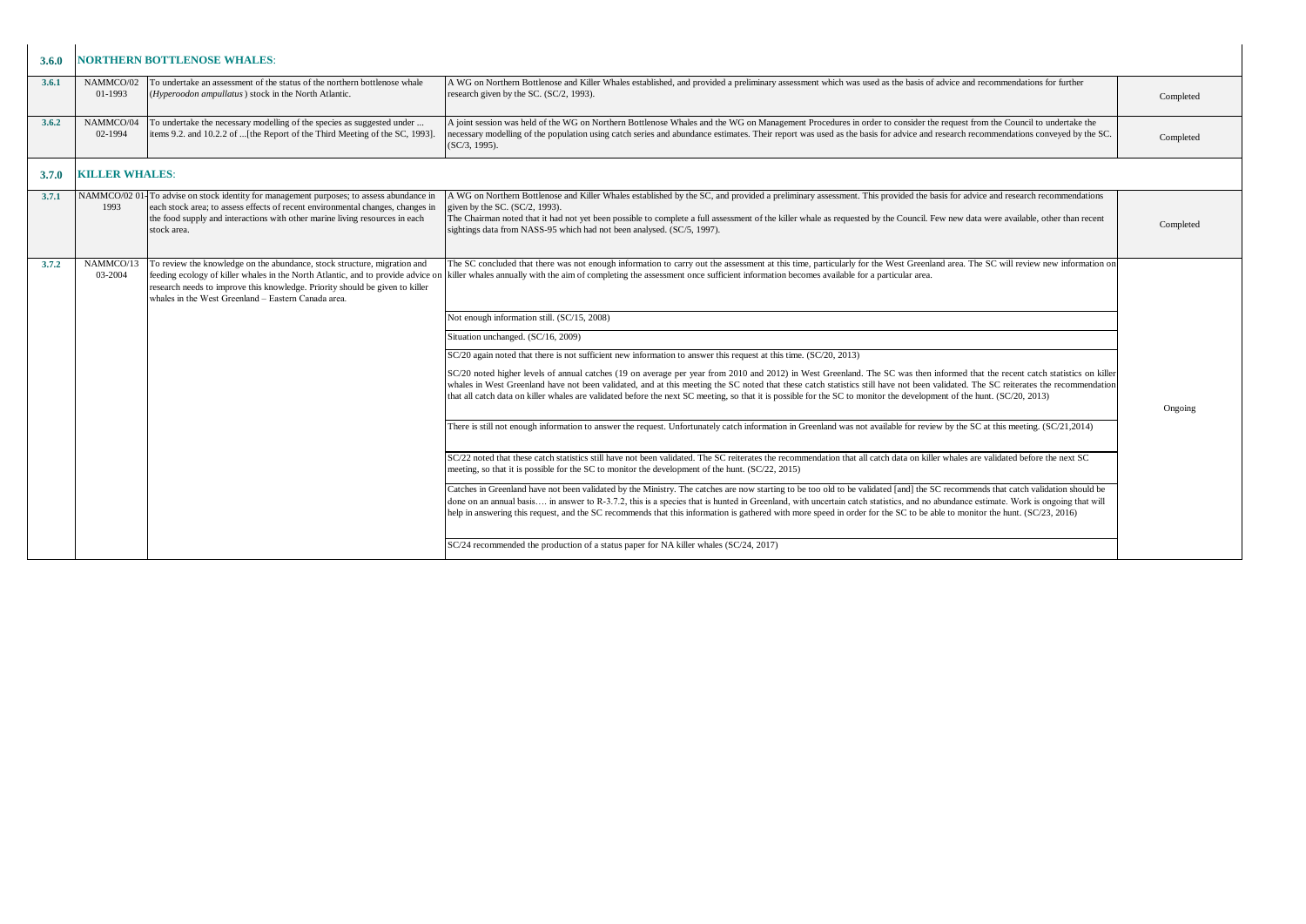| | | | | |
|---|---|---|---|---|
| **3.6.0** | **NORTHERN BOTTLENOSE WHALES**: | | | |
| **3.6.1** | NAMMCO/02 01-1993 | To undertake an assessment of the status of the northern bottlenose whale (*Hyperoodon ampullatus*) stock in the North Atlantic. | A WG on Northern Bottlenose and Killer Whales established, and provided a preliminary assessment which was used as the basis of advice and recommendations for further research given by the SC. (SC/2, 1993). | Completed |
| **3.6.2** | NAMMCO/04 02-1994 | To undertake the necessary modelling of the species as suggested under ... items 9.2. and 10.2.2 of ...[the Report of the Third Meeting of the SC, 1993]. | A joint session was held of the WG on Northern Bottlenose Whales and the WG on Management Procedures in order to consider the request from the Council to undertake the necessary modelling of the population using catch series and abundance estimates. Their report was used as the basis for advice and research recommendations conveyed by the SC. (SC/3, 1995). | Completed |
| **3.7.0** | **KILLER WHALES**: | | | |
| **3.7.1** | NAMMCO/02 01-1993 | To advise on stock identity for management purposes; to assess abundance in each stock area; to assess effects of recent environmental changes, changes in the food supply and interactions with other marine living resources in each stock area. | A WG on Northern Bottlenose and Killer Whales established by the SC, and provided a preliminary assessment. This provided the basis for advice and research recommendations given by the SC. (SC/2, 1993).<br>The Chairman noted that it had not yet been possible to complete a full assessment of the killer whale as requested by the Council. Few new data were available, other than recent sightings data from NASS-95 which had not been analysed. (SC/5, 1997). | Completed |
| **3.7.2** | NAMMCO/13 03-2004 | To review the knowledge on the abundance, stock structure, migration and feeding ecology of killer whales in the North Atlantic, and to provide advice on research needs to improve this knowledge. Priority should be given to killer whales in the West Greenland – Eastern Canada area. | The SC concluded that there was not enough information to carry out the assessment at this time, particularly for the West Greenland area. The SC will review new information on killer whales annually with the aim of completing the assessment once sufficient information becomes available for a particular area. | Ongoing |
| | | | Not enough information still. (SC/15, 2008) | |
| | | | Situation unchanged. (SC/16, 2009) | |
| | | | SC/20 again noted that there is not sufficient new information to answer this request at this time. (SC/20, 2013)<br>SC/20 noted higher levels of annual catches (19 on average per year from 2010 and 2012) in West Greenland. The SC was then informed that the recent catch statistics on killer whales in West Greenland have not been validated, and at this meeting the SC noted that these catch statistics still have not been validated. The SC reiterates the recommendation that all catch data on killer whales are validated before the next SC meeting, so that it is possible for the SC to monitor the development of the hunt. (SC/20, 2013) | |
| | | | There is still not enough information to answer the request. Unfortunately catch information in Greenland was not available for review by the SC at this meeting. (SC/21,2014) | |
| | | | SC/22 noted that these catch statistics still have not been validated. The SC reiterates the recommendation that all catch data on killer whales are validated before the next SC meeting, so that it is possible for the SC to monitor the development of the hunt. (SC/22, 2015) | |
| | | | Catches in Greenland have not been validated by the Ministry. The catches are now starting to be too old to be validated [and] the SC recommends that catch validation should be done on an annual basis…. in answer to R-3.7.2, this is a species that is hunted in Greenland, with uncertain catch statistics, and no abundance estimate. Work is ongoing that will help in answering this request, and the SC recommends that this information is gathered with more speed in order for the SC to be able to monitor the hunt. (SC/23, 2016) | |
| | | | SC/24 recommended the production of a status paper for NA killer whales (SC/24, 2017) | |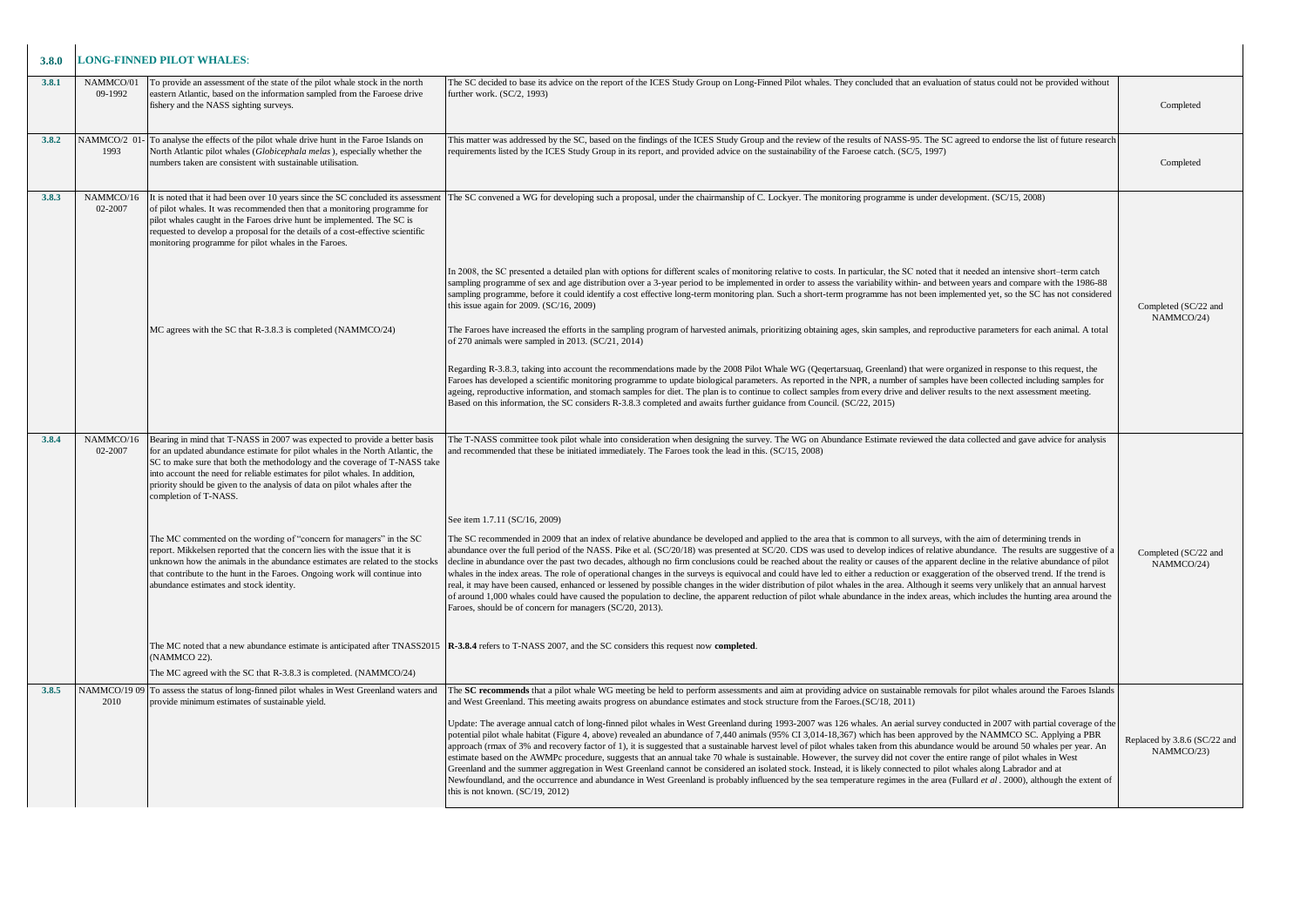| 3.8.0 | **LONG-FINNED PILOT WHALES**: | | | |
|---|---|---|---|---|
| 3.8.1 | NAMMCO/01 09-1992 | To provide an assessment of the state of the pilot whale stock in the north eastern Atlantic, based on the information sampled from the Faroese drive fishery and the NASS sighting surveys. | The SC decided to base its advice on the report of the ICES Study Group on Long-Finned Pilot Whales. They concluded that an evaluation of status could not be provided without further work. (SC/2, 1993) | Completed |
| 3.8.2 | NAMMCO/2 01-1993 | To analyse the effects of the pilot whale drive hunt in the Faroe Islands on North Atlantic pilot whales (*Globicephala melas*), especially whether the numbers taken are consistent with sustainable utilisation. | This matter was addressed by the SC, based on the findings of the ICES Study Group and the review of the results of NASS-95. The SC agreed to endorse the list of future research requirements listed by the ICES Study Group in its report, and provided advice on the sustainability of the Faroese catch. (SC/5, 1997) | Completed |
| 3.8.3 | NAMMCO/16 02-2007 | It is noted that it had been over 10 years since the SC concluded its assessment of pilot whales. It was recommended then that a monitoring programme for pilot whales caught in the Faroes drive hunt be implemented. The SC is requested to develop a proposal for the details of a cost-effective scientific monitoring programme for pilot whales in the Faroes.<br><br>MC agrees with the SC that R-3.8.3 is completed (NAMMCO/24) | The SC convened a WG for developing such a proposal, under the chairmanship of C. Lockyer. The monitoring programme is under development. (SC/15, 2008)<br><br>In 2008, the SC presented a detailed plan with options for different scales of monitoring relative to costs. In particular, the SC noted that it needed an intensive short–term catch sampling programme of sex and age distribution over a 3-year period to be implemented in order to assess the variability within- and between years and compare with the 1986-88 sampling programme, before it could identify a cost effective long-term monitoring plan. Such a short-term programme has not been implemented yet, so the SC has not considered this issue again for 2009. (SC/16, 2009)<br><br>The Faroes have increased the efforts in the sampling program of harvested animals, prioritizing obtaining ages, skin samples, and reproductive parameters for each animal. A total of 270 animals were sampled in 2013. (SC/21, 2014)<br><br>Regarding R-3.8.3, taking into account the recommendations made by the 2008 Pilot Whale WG (Qeqertarsuaq, Greenland) that were organized in response to this request, the Faroes has developed a scientific monitoring programme to update biological parameters. As reported in the NPR, a number of samples have been collected including samples for ageing, reproductive information, and stomach samples for diet. The plan is to continue to collect samples from every drive and deliver results to the next assessment meeting. Based on this information, the SC considers R-3.8.3 completed and awaits further guidance from Council. (SC/22, 2015) | Completed (SC/22 and NAMMCO/24) |
| 3.8.4 | NAMMCO/16 02-2007 | Bearing in mind that T-NASS in 2007 was expected to provide a better basis for an updated abundance estimate for pilot whales in the North Atlantic, the SC to make sure that both the methodology and the coverage of T-NASS take into account the need for reliable estimates for pilot whales. In addition, priority should be given to the analysis of data on pilot whales after the completion of T-NASS.<br><br>The MC commented on the wording of "concern for managers" in the SC report. Mikkelsen reported that the concern lies with the issue that it is unknown how the animals in the abundance estimates are related to the stocks that contribute to the hunt in the Faroes. Ongoing work will continue into abundance estimates and stock identity.<br><br>The MC noted that a new abundance estimate is anticipated after TNASS2015 (NAMMCO 22).<br><br>The MC agreed with the SC that R-3.8.3 is completed. (NAMMCO/24) | The T-NASS committee took pilot whale into consideration when designing the survey. The WG on Abundance Estimate reviewed the data collected and gave advice for analysis and recommended that these be initiated immediately. The Faroes took the lead in this. (SC/15, 2008)<br><br>See item 1.7.11 (SC/16, 2009)<br><br>The SC recommended in 2009 that an index of relative abundance be developed and applied to the area that is common to all surveys, with the aim of determining trends in abundance over the full period of the NASS. Pike et al. (SC/20/18) was presented at SC/20. CDS was used to develop indices of relative abundance. The results are suggestive of a decline in abundance over the past two decades, although no firm conclusions could be reached about the reality or causes of the apparent decline in the relative abundance of pilot whales in the index areas. The role of operational changes in the surveys is equivocal and could have led to either a reduction or exaggeration of the observed trend. If the trend is real, it may have been caused, enhanced or lessened by possible changes in the wider distribution of pilot whales in the area. Although it seems very unlikely that an annual harvest of around 1,000 whales could have caused the population to decline, the apparent reduction of pilot whale abundance in the index areas, which includes the hunting area around the Faroes, should be of concern for managers (SC/20, 2013).<br><br>**R-3.8.4** refers to T-NASS 2007, and the SC considers this request now **completed**. | Completed (SC/22 and NAMMCO/24) |
| 3.8.5 | NAMMCO/19 09 2010 | To assess the status of long-finned pilot whales in West Greenland waters and provide minimum estimates of sustainable yield. | The **SC recommends** that a pilot whale WG meeting be held to perform assessments and aim at providing advice on sustainable removals for pilot whales around the Faroes Islands and West Greenland. This meeting awaits progress on abundance estimates and stock structure from the Faroes.(SC/18, 2011)<br><br>Update: The average annual catch of long-finned pilot whales in West Greenland during 1993-2007 was 126 whales. An aerial survey conducted in 2007 with partial coverage of the potential pilot whale habitat (Figure 4, above) revealed an abundance of 7,440 animals (95% CI 3,014-18,367) which has been approved by the NAMMCO SC. Applying a PBR approach (rmax of 3% and recovery factor of 1), it is suggested that a sustainable harvest level of pilot whales taken from this abundance would be around 50 whales per year. An estimate based on the AWMPc procedure, suggests that an annual take 70 whale is sustainable. However, the survey did not cover the entire range of pilot whales in West Greenland and the summer aggregation in West Greenland cannot be considered an isolated stock. Instead, it is likely connected to pilot whales along Labrador and at Newfoundland, and the occurrence and abundance in West Greenland is probably influenced by the sea temperature regimes in the area (Fullard *et al*. 2000), although the extent of this is not known. (SC/19, 2012) | Replaced by 3.8.6 (SC/22 and NAMMCO/23) |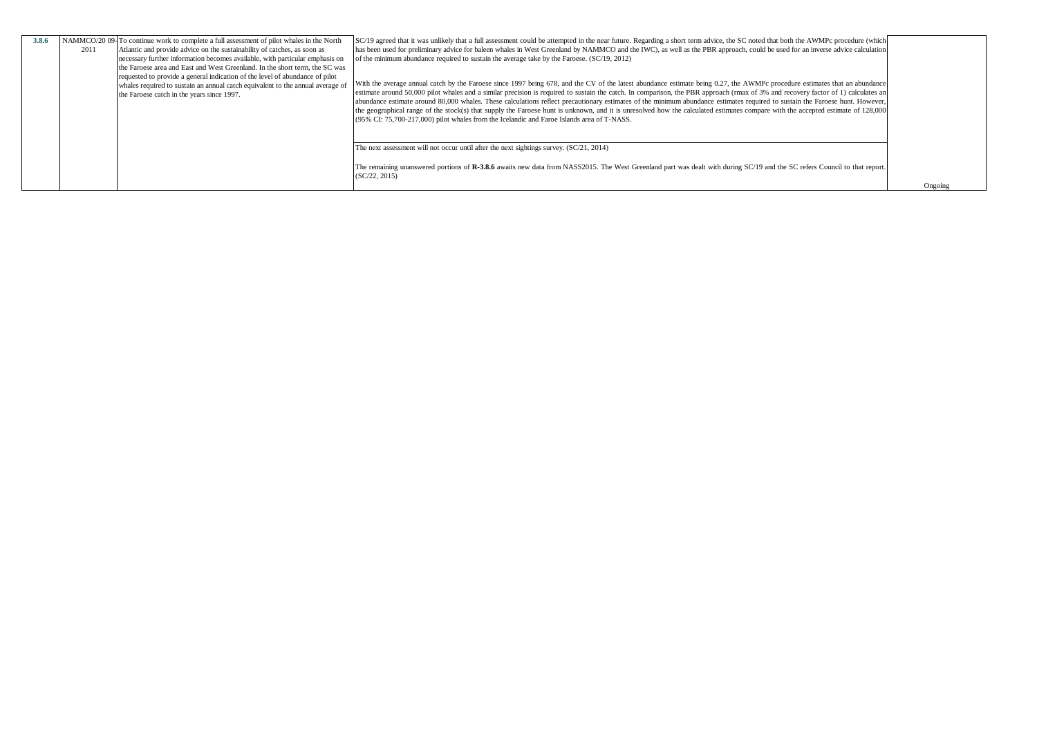| 3.8.6 | NAMMCO/20 09-2011 | To continue work to complete a full assessment of pilot whales in the North Atlantic and provide advice on the sustainability of catches, as soon as necessary further information becomes available, with particular emphasis on the Faroese area and East and West Greenland. In the short term, the SC was requested to provide a general indication of the level of abundance of pilot whales required to sustain an annual catch equivalent to the annual average of the Faroese catch in the years since 1997. | SC/19 agreed that it was unlikely that a full assessment could be attempted in the near future. Regarding a short term advice, the SC noted that both the AWMPc procedure (which has been used for preliminary advice for baleen whales in West Greenland by NAMMCO and the IWC), as well as the PBR approach, could be used for an inverse advice calculation of the minimum abundance required to sustain the average take by the Faroese. (SC/19, 2012)<br><br>With the average annual catch by the Faroese since 1997 being 678, and the CV of the latest abundance estimate being 0.27, the AWMPc procedure estimates that an abundance estimate around 50,000 pilot whales and a similar precision is required to sustain the catch. In comparison, the PBR approach (rmax of 3% and recovery factor of 1) calculates an abundance estimate around 80,000 whales. These calculations reflect precautionary estimates of the minimum abundance estimates required to sustain the Faroese hunt. However, the geographical range of the stock(s) that supply the Faroese hunt is unknown, and it is unresolved how the calculated estimates compare with the accepted estimate of 128,000 (95% CI: 75,700-217,000) pilot whales from the Icelandic and Faroe Islands area of T-NASS.<br><br>The next assessment will not occur until after the next sightings survey. (SC/21, 2014)<br><br>The remaining unanswered portions of **R-3.8.6** awaits new data from NASS2015. The West Greenland part was dealt with during SC/19 and the SC refers Council to that report. (SC/22, 2015) | Ongoing |
|---|---|---|---|---|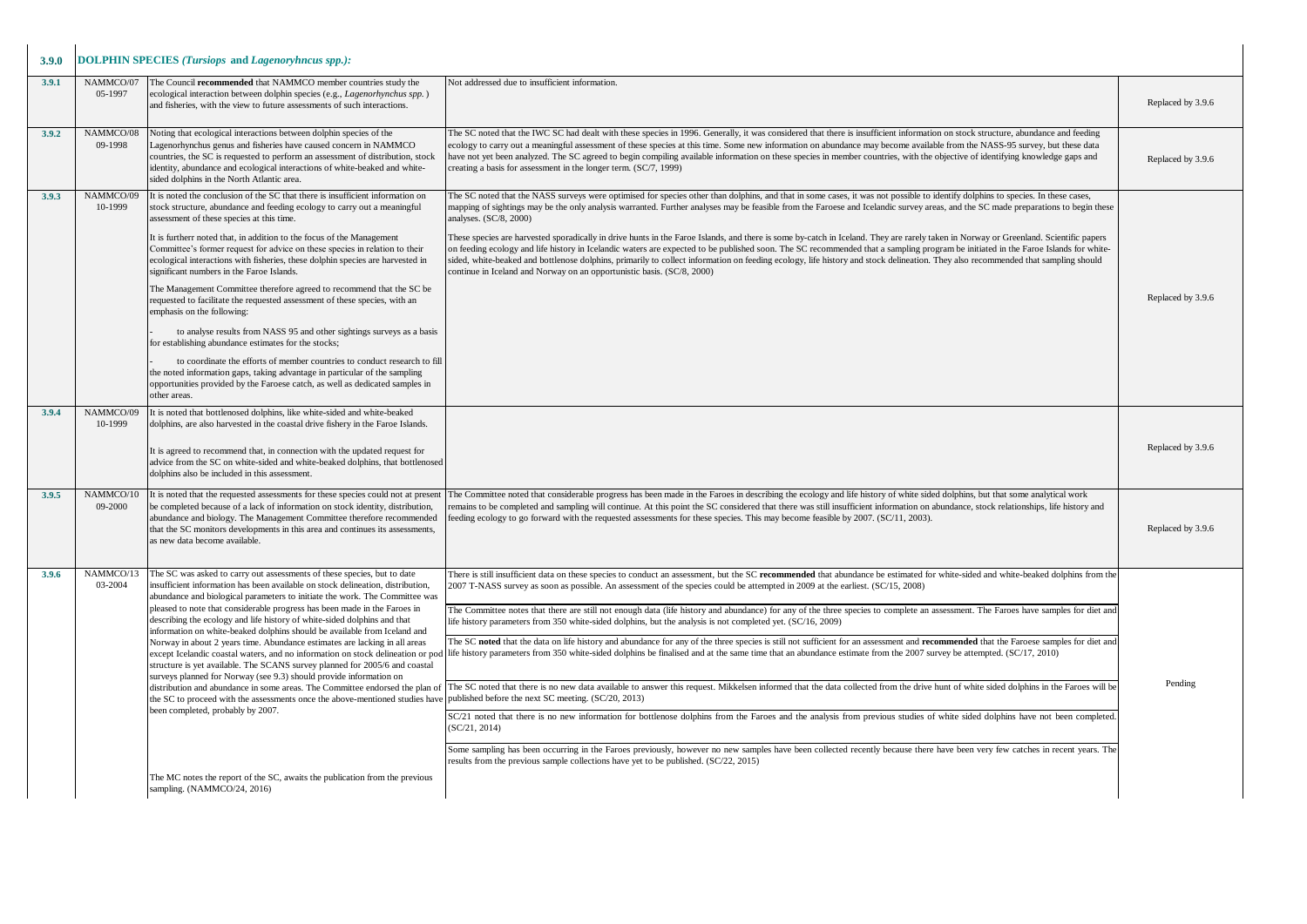| 3.9.0 | **DOLPHIN SPECIES (*Tursiops* and *Lagenoryhncus spp.*):** | | | |
|---|---|---|---|---|
| **3.9.1** | NAMMCO/07 05-1997 | The Council **recommended** that NAMMCO member countries study the ecological interaction between dolphin species (e.g., *Lagenorhynchus spp.* ) and fisheries, with the view to future assessments of such interactions. | Not addressed due to insufficient information. | Replaced by 3.9.6 |
| **3.9.2** | NAMMCO/08 09-1998 | Noting that ecological interactions between dolphin species of the Lagenorhynchus genus and fisheries have caused concern in NAMMCO countries, the SC is requested to perform an assessment of distribution, stock identity, abundance and ecological interactions of white-beaked and white-sided dolphins in the North Atlantic area. | The SC noted that the IWC SC had dealt with these species in 1996. Generally, it was considered that there is insufficient information on stock structure, abundance and feeding ecology to carry out a meaningful assessment of these species at this time. Some new information on abundance may become available from the NASS-95 survey, but these data have not yet been analyzed. The SC agreed to begin compiling available information on these species in member countries, with the objective of identifying knowledge gaps and creating a basis for assessment in the longer term. (SC/7, 1999) | Replaced by 3.9.6 |
| **3.9.3** | NAMMCO/09 10-1999 | It is noted the conclusion of the SC that there is insufficient information on stock structure, abundance and feeding ecology to carry out a meaningful assessment of these species at this time.<br><br>It is furtherr noted that, in addition to the focus of the Management Committee's former request for advice on these species in relation to their ecological interactions with fisheries, these dolphin species are harvested in significant numbers in the Faroe Islands.<br><br>The Management Committee therefore agreed to recommend that the SC be requested to facilitate the requested assessment of these species, with an emphasis on the following:<br><br>- to analyse results from NASS 95 and other sightings surveys as a basis for establishing abundance estimates for the stocks;<br><br>- to coordinate the efforts of member countries to conduct research to fill the noted information gaps, taking advantage in particular of the sampling opportunities provided by the Faroese catch, as well as dedicated samples in other areas. | The SC noted that the NASS surveys were optimised for species other than dolphins, and that in some cases, it was not possible to identify dolphins to species. In these cases, mapping of sightings may be the only analysis warranted. Further analyses may be feasible from the Faroese and Icelandic survey areas, and the SC made preparations to begin these analyses. (SC/8, 2000)<br><br>These species are harvested sporadically in drive hunts in the Faroe Islands, and there is some by-catch in Iceland. They are rarely taken in Norway or Greenland. Scientific papers on feeding ecology and life history in Icelandic waters are expected to be published soon. The SC recommended that a sampling program be initiated in the Faroe Islands for white-sided, white-beaked and bottlenose dolphins, primarily to collect information on feeding ecology, life history and stock delineation. They also recommended that sampling should continue in Iceland and Norway on an opportunistic basis. (SC/8, 2000) | Replaced by 3.9.6 |
| **3.9.4** | NAMMCO/09 10-1999 | It is noted that bottlenosed dolphins, like white-sided and white-beaked dolphins, are also harvested in the coastal drive fishery in the Faroe Islands.<br><br>It is agreed to recommend that, in connection with the updated request for advice from the SC on white-sided and white-beaked dolphins, that bottlenosed dolphins also be included in this assessment. | | Replaced by 3.9.6 |
| **3.9.5** | NAMMCO/10 09-2000 | It is noted that the requested assessments for these species could not at present be completed because of a lack of information on stock identity, distribution, abundance and biology. The Management Committee therefore recommended that the SC monitors developments in this area and continues its assessments, as new data become available. | The Committee noted that considerable progress has been made in the Faroes in describing the ecology and life history of white sided dolphins, but that some analytical work remains to be completed and sampling will continue. At this point the SC considered that there was still insufficient information on abundance, stock relationships, life history and feeding ecology to go forward with the requested assessments for these species. This may become feasible by 2007. (SC/11, 2003). | Replaced by 3.9.6 |
| **3.9.6** | NAMMCO/13 03-2004 | The SC was asked to carry out assessments of these species, but to date insufficient information has been available on stock delineation, distribution, abundance and biological parameters to initiate the work. The Committee was pleased to note that considerable progress has been made in the Faroes in describing the ecology and life history of white-sided dolphins and that information on white-beaked dolphins should be available from Iceland and Norway in about 2 years time. Abundance estimates are lacking in all areas except Icelandic coastal waters, and no information on stock delineation or pod structure is yet available. The SCANS survey planned for 2005/6 and coastal surveys planned for Norway (see 9.3) should provide information on distribution and abundance in some areas. The Committee endorsed the plan of the SC to proceed with the assessments once the above-mentioned studies have been completed, probably by 2007.<br><br>The MC notes the report of the SC, awaits the publication from the previous sampling. (NAMMCO/24, 2016) | There is still insufficient data on these species to conduct an assessment, but the SC **recommended** that abundance be estimated for white-sided and white-beaked dolphins from the 2007 T-NASS survey as soon as possible. An assessment of the species could be attempted in 2009 at the earliest. (SC/15, 2008)<br><br>The Committee notes that there are still not enough data (life history and abundance) for any of the three species to complete an assessment. The Faroes have samples for diet and life history parameters from 350 white-sided dolphins, but the analysis is not completed yet. (SC/16, 2009)<br><br>The SC **noted** that the data on life history and abundance for any of the three species is still not sufficient for an assessment and **recommended** that the Faroese samples for diet and life history parameters from 350 white-sided dolphins be finalised and at the same time that an abundance estimate from the 2007 survey be attempted. (SC/17, 2010)<br><br>The SC noted that there is no new data available to answer this request. Mikkelsen informed that the data collected from the drive hunt of white sided dolphins in the Faroes will be published before the next SC meeting. (SC/20, 2013)<br><br>SC/21 noted that there is no new information for bottlenose dolphins from the Faroes and the analysis from previous studies of white sided dolphins have not been completed. (SC/21, 2014)<br><br>Some sampling has been occurring in the Faroes previously, however no new samples have been collected recently because there have been very few catches in recent years. The results from the previous sample collections have yet to be published. (SC/22, 2015) | Pending |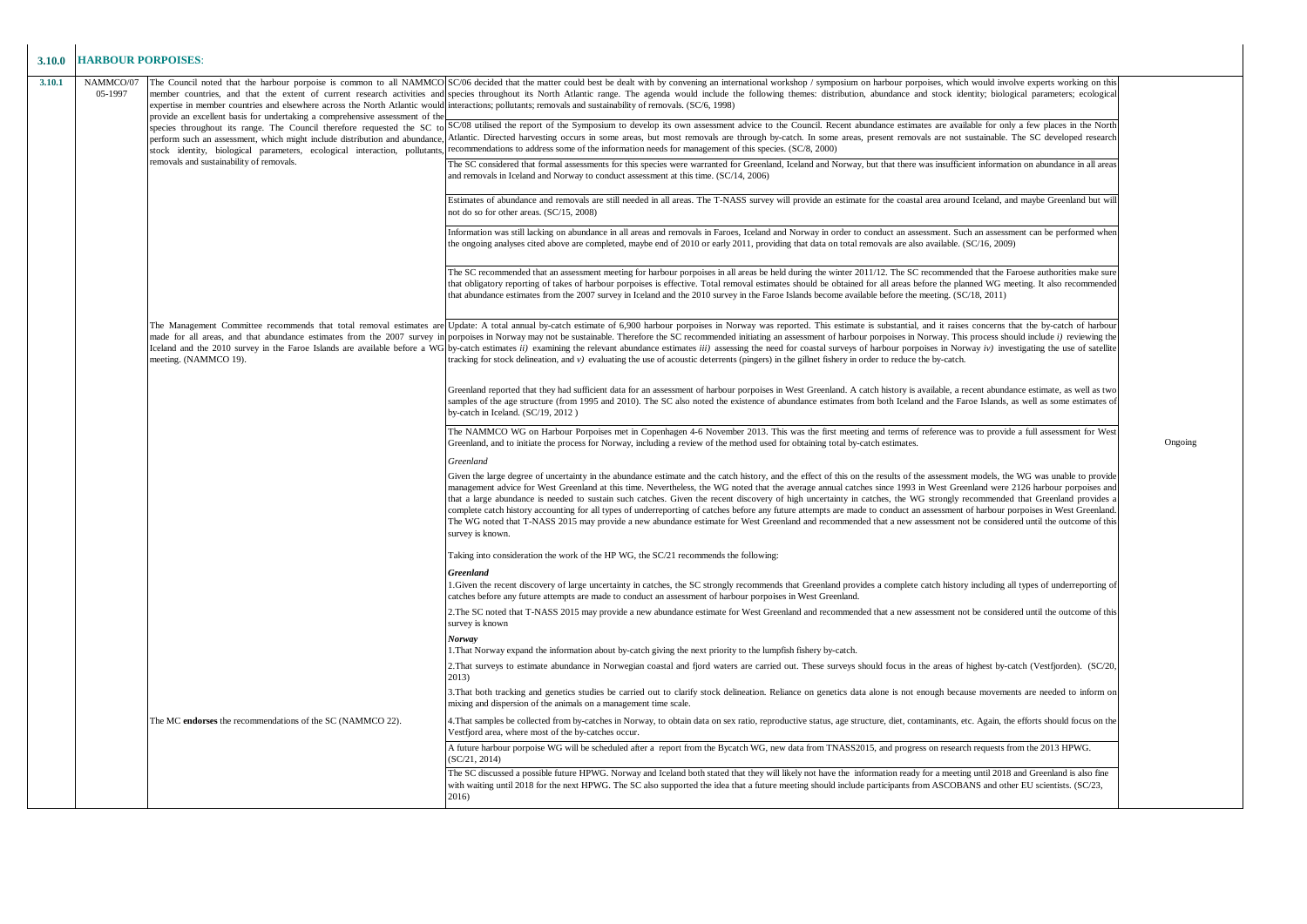| | | | | |
|---|---|---|---|---|
| **3.10.0** | **HARBOUR PORPOISES**: | | | |
| **3.10.1** | NAMMCO/07 05-1997 | The Council noted that the harbour porpoise is common to all NAMMCO member countries, and that the extent of current research activities and expertise in member countries and elsewhere across the North Atlantic would provide an excellent basis for undertaking a comprehensive assessment of the species throughout its range. The Council therefore requested the SC to perform such an assessment, which might include distribution and abundance, stock identity, biological parameters, ecological interaction, pollutants, removals and sustainability of removals. | SC/06 decided that the matter could best be dealt with by convening an international workshop / symposium on harbour porpoises, which would involve experts working on this species throughout its North Atlantic range. The agenda would include the following themes: distribution, abundance and stock identity; biological parameters; ecological interactions; pollutants; removals and sustainability of removals. (SC/6, 1998)<br><br>SC/08 utilised the report of the Symposium to develop its own assessment advice to the Council. Recent abundance estimates are available for only a few places in the North Atlantic. Directed harvesting occurs in some areas, but most removals are through by-catch. In some areas, present removals are not sustainable. The SC developed research recommendations to address some of the information needs for management of this species. (SC/8, 2000)<br><br>The SC considered that formal assessments for this species were warranted for Greenland, Iceland and Norway, but that there was insufficient information on abundance in all areas and removals in Iceland and Norway to conduct assessment at this time. (SC/14, 2006)<br><br>Estimates of abundance and removals are still needed in all areas. The T-NASS survey will provide an estimate for the coastal area around Iceland, and maybe Greenland but will not do so for other areas. (SC/15, 2008)<br><br>Information was still lacking on abundance in all areas and removals in Faroes, Iceland and Norway in order to conduct an assessment. Such an assessment can be performed when the ongoing analyses cited above are completed, maybe end of 2010 or early 2011, providing that data on total removals are also available. (SC/16, 2009)<br><br>The SC recommended that an assessment meeting for harbour porpoises in all areas be held during the winter 2011/12. The SC recommended that the Faroese authorities make sure that obligatory reporting of takes of harbour porpoises is effective. Total removal estimates should be obtained for all areas before the planned WG meeting. It also recommended that abundance estimates from the 2007 survey in Iceland and the 2010 survey in the Faroe Islands become available before the meeting. (SC/18, 2011) | Ongoing |
| | | The Management Committee recommends that total removal estimates are made for all areas, and that abundance estimates from the 2007 survey in Iceland and the 2010 survey in the Faroe Islands are available before a WG meeting. (NAMMCO 19). | Update: A total annual by-catch estimate of 6,900 harbour porpoises in Norway was reported. This estimate is substantial, and it raises concerns that the by-catch of harbour porpoises in Norway may not be sustainable. Therefore the SC recommended initiating an assessment of harbour porpoises in Norway. This process should include *i)* reviewing the by-catch estimates *ii)* examining the relevant abundance estimates *iii)* assessing the need for coastal surveys of harbour porpoises in Norway *iv)* investigating the use of satellite tracking for stock delineation, and *v)* evaluating the use of acoustic deterrents (pingers) in the gillnet fishery in order to reduce the by-catch.<br><br>Greenland reported that they had sufficient data for an assessment of harbour porpoises in West Greenland. A catch history is available, a recent abundance estimate, as well as two samples of the age structure (from 1995 and 2010). The SC also noted the existence of abundance estimates from both Iceland and the Faroe Islands, as well as some estimates of by-catch in Iceland. (SC/19, 2012 )<br><br>The NAMMCO WG on Harbour Porpoises met in Copenhagen 4-6 November 2013. This was the first meeting and terms of reference was to provide a full assessment for West Greenland, and to initiate the process for Norway, including a review of the method used for obtaining total by-catch estimates.<br><br>*Greenland*<br><br>Given the large degree of uncertainty in the abundance estimate and the catch history, and the effect of this on the results of the assessment models, the WG was unable to provide management advice for West Greenland at this time. Nevertheless, the WG noted that the average annual catches since 1993 in West Greenland were 2126 harbour porpoises and that a large abundance is needed to sustain such catches. Given the recent discovery of high uncertainty in catches, the WG strongly recommended that Greenland provides a complete catch history accounting for all types of underreporting of catches before any future attempts are made to conduct an assessment of harbour porpoises in West Greenland. The WG noted that T-NASS 2015 may provide a new abundance estimate for West Greenland and recommended that a new assessment not be considered until the outcome of this survey is known.<br><br>Taking into consideration the work of the HP WG, the SC/21 recommends the following:<br><br>***Greenland***<br><br>1.Given the recent discovery of large uncertainty in catches, the SC strongly recommends that Greenland provides a complete catch history including all types of underreporting of catches before any future attempts are made to conduct an assessment of harbour porpoises in West Greenland.<br><br>2.The SC noted that T-NASS 2015 may provide a new abundance estimate for West Greenland and recommended that a new assessment not be considered until the outcome of this survey is known<br><br>***Norway***<br><br>1.That Norway expand the information about by-catch giving the next priority to the lumpfish fishery by-catch.<br><br>2.That surveys to estimate abundance in Norwegian coastal and fjord waters are carried out. These surveys should focus in the areas of highest by-catch (Vestfjorden). (SC/20, 2013)<br><br>3.That both tracking and genetics studies be carried out to clarify stock delineation. Reliance on genetics data alone is not enough because movements are needed to inform on mixing and dispersion of the animals on a management time scale. | |
| | | The MC **endorses** the recommendations of the SC (NAMMCO 22). | 4.That samples be collected from by-catches in Norway, to obtain data on sex ratio, reproductive status, age structure, diet, contaminants, etc. Again, the efforts should focus on the Vestfjord area, where most of the by-catches occur.<br><br>A future harbour porpoise WG will be scheduled after a report from the Bycatch WG, new data from TNASS2015, and progress on research requests from the 2013 HPWG. (SC/21, 2014)<br><br>The SC discussed a possible future HPWG. Norway and Iceland both stated that they will likely not have the information ready for a meeting until 2018 and Greenland is also fine with waiting until 2018 for the next HPWG. The SC also supported the idea that a future meeting should include participants from ASCOBANS and other EU scientists. (SC/23, 2016) | |